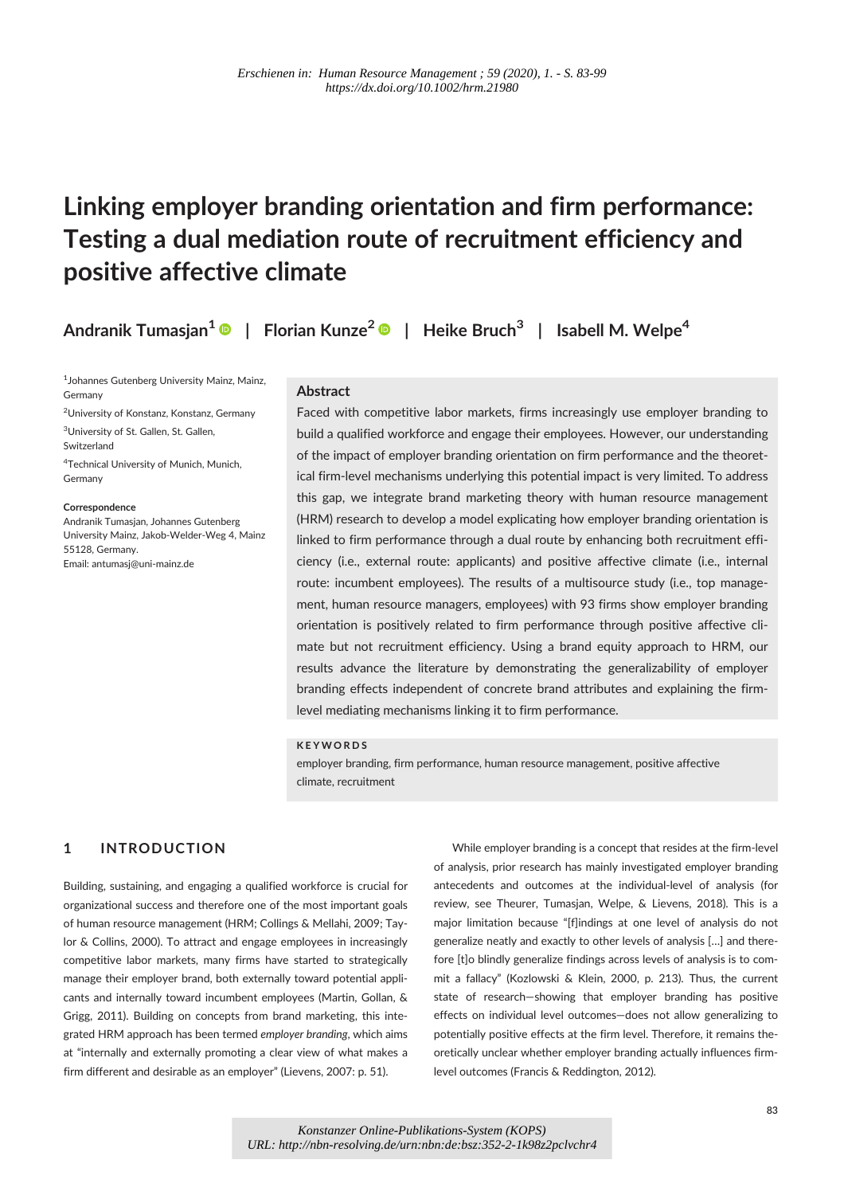Erschienen in: Human Resource Management ; 59 (2020), 1. - S. 83-99
https://dx.doi.org/10.1002/hrm.21980

# Linking employer branding orientation and firm performance: Testing a dual mediation route of recruitment efficiency and positive affective climate

**Andranik Tumasjan[1] | Florian Kunze[2] | Heike Bruch[3] | Isabell M. Welpe[4]**

[1]Johannes Gutenberg University Mainz, Mainz, Germany

[2]University of Konstanz, Konstanz, Germany

[3]University of St. Gallen, St. Gallen, Switzerland

[4]Technical University of Munich, Munich, Germany

**Correspondence**
Andranik Tumasjan, Johannes Gutenberg University Mainz, Jakob-Welder-Weg 4, Mainz 55128, Germany.
Email: antumasj@uni-mainz.de

## Abstract

Faced with competitive labor markets, firms increasingly use employer branding to build a qualified workforce and engage their employees. However, our understanding of the impact of employer branding orientation on firm performance and the theoretical firm-level mechanisms underlying this potential impact is very limited. To address this gap, we integrate brand marketing theory with human resource management (HRM) research to develop a model explicating how employer branding orientation is linked to firm performance through a dual route by enhancing both recruitment efficiency (i.e., external route: applicants) and positive affective climate (i.e., internal route: incumbent employees). The results of a multisource study (i.e., top management, human resource managers, employees) with 93 firms show employer branding orientation is positively related to firm performance through positive affective climate but not recruitment efficiency. Using a brand equity approach to HRM, our results advance the literature by demonstrating the generalizability of employer branding effects independent of concrete brand attributes and explaining the firm-level mediating mechanisms linking it to firm performance.

**KEYWORDS**

employer branding, firm performance, human resource management, positive affective climate, recruitment

## 1 INTRODUCTION

Building, sustaining, and engaging a qualified workforce is crucial for organizational success and therefore one of the most important goals of human resource management (HRM; Collings & Mellahi, 2009; Taylor & Collins, 2000). To attract and engage employees in increasingly competitive labor markets, many firms have started to strategically manage their employer brand, both externally toward potential applicants and internally toward incumbent employees (Martin, Gollan, & Grigg, 2011). Building on concepts from brand marketing, this integrated HRM approach has been termed *employer branding*, which aims at "internally and externally promoting a clear view of what makes a firm different and desirable as an employer" (Lievens, 2007: p. 51).

While employer branding is a concept that resides at the firm-level of analysis, prior research has mainly investigated employer branding antecedents and outcomes at the individual-level of analysis (for review, see Theurer, Tumasjan, Welpe, & Lievens, 2018). This is a major limitation because "[f]indings at one level of analysis do not generalize neatly and exactly to other levels of analysis […] and therefore [t]o blindly generalize findings across levels of analysis is to commit a fallacy" (Kozlowski & Klein, 2000, p. 213). Thus, the current state of research—showing that employer branding has positive effects on individual level outcomes—does not allow generalizing to potentially positive effects at the firm level. Therefore, it remains theoretically unclear whether employer branding actually influences firm-level outcomes (Francis & Reddington, 2012).

Konstanzer Online-Publikations-System (KOPS)
URL: http://nbn-resolving.de/urn:nbn:de:bsz:352-2-1k98z2pclvchr4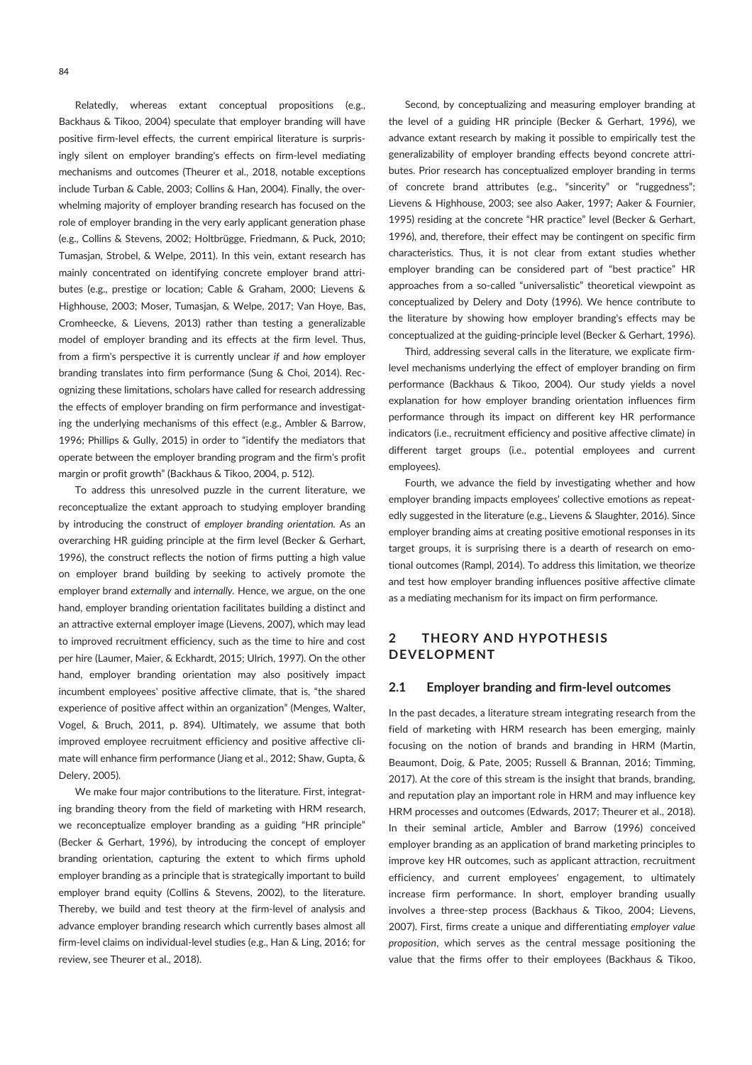Relatedly, whereas extant conceptual propositions (e.g., Backhaus & Tikoo, 2004) speculate that employer branding will have positive firm-level effects, the current empirical literature is surprisingly silent on employer branding's effects on firm-level mediating mechanisms and outcomes (Theurer et al., 2018, notable exceptions include Turban & Cable, 2003; Collins & Han, 2004). Finally, the overwhelming majority of employer branding research has focused on the role of employer branding in the very early applicant generation phase (e.g., Collins & Stevens, 2002; Holtbrügge, Friedmann, & Puck, 2010; Tumasjan, Strobel, & Welpe, 2011). In this vein, extant research has mainly concentrated on identifying concrete employer brand attributes (e.g., prestige or location; Cable & Graham, 2000; Lievens & Highhouse, 2003; Moser, Tumasjan, & Welpe, 2017; Van Hoye, Bas, Cromheecke, & Lievens, 2013) rather than testing a generalizable model of employer branding and its effects at the firm level. Thus, from a firm's perspective it is currently unclear *if* and *how* employer branding translates into firm performance (Sung & Choi, 2014). Recognizing these limitations, scholars have called for research addressing the effects of employer branding on firm performance and investigating the underlying mechanisms of this effect (e.g., Ambler & Barrow, 1996; Phillips & Gully, 2015) in order to "identify the mediators that operate between the employer branding program and the firm's profit margin or profit growth" (Backhaus & Tikoo, 2004, p. 512).

To address this unresolved puzzle in the current literature, we reconceptualize the extant approach to studying employer branding by introducing the construct of *employer branding orientation*. As an overarching HR guiding principle at the firm level (Becker & Gerhart, 1996), the construct reflects the notion of firms putting a high value on employer brand building by seeking to actively promote the employer brand *externally* and *internally*. Hence, we argue, on the one hand, employer branding orientation facilitates building a distinct and an attractive external employer image (Lievens, 2007), which may lead to improved recruitment efficiency, such as the time to hire and cost per hire (Laumer, Maier, & Eckhardt, 2015; Ulrich, 1997). On the other hand, employer branding orientation may also positively impact incumbent employees' positive affective climate, that is, "the shared experience of positive affect within an organization" (Menges, Walter, Vogel, & Bruch, 2011, p. 894). Ultimately, we assume that both improved employee recruitment efficiency and positive affective climate will enhance firm performance (Jiang et al., 2012; Shaw, Gupta, & Delery, 2005).

We make four major contributions to the literature. First, integrating branding theory from the field of marketing with HRM research, we reconceptualize employer branding as a guiding "HR principle" (Becker & Gerhart, 1996), by introducing the concept of employer branding orientation, capturing the extent to which firms uphold employer branding as a principle that is strategically important to build employer brand equity (Collins & Stevens, 2002), to the literature. Thereby, we build and test theory at the firm-level of analysis and advance employer branding research which currently bases almost all firm-level claims on individual-level studies (e.g., Han & Ling, 2016; for review, see Theurer et al., 2018).

Second, by conceptualizing and measuring employer branding at the level of a guiding HR principle (Becker & Gerhart, 1996), we advance extant research by making it possible to empirically test the generalizability of employer branding effects beyond concrete attributes. Prior research has conceptualized employer branding in terms of concrete brand attributes (e.g., "sincerity" or "ruggedness"; Lievens & Highhouse, 2003; see also Aaker, 1997; Aaker & Fournier, 1995) residing at the concrete "HR practice" level (Becker & Gerhart, 1996), and, therefore, their effect may be contingent on specific firm characteristics. Thus, it is not clear from extant studies whether employer branding can be considered part of "best practice" HR approaches from a so-called "universalistic" theoretical viewpoint as conceptualized by Delery and Doty (1996). We hence contribute to the literature by showing how employer branding's effects may be conceptualized at the guiding-principle level (Becker & Gerhart, 1996).

Third, addressing several calls in the literature, we explicate firm-level mechanisms underlying the effect of employer branding on firm performance (Backhaus & Tikoo, 2004). Our study yields a novel explanation for how employer branding orientation influences firm performance through its impact on different key HR performance indicators (i.e., recruitment efficiency and positive affective climate) in different target groups (i.e., potential employees and current employees).

Fourth, we advance the field by investigating whether and how employer branding impacts employees' collective emotions as repeatedly suggested in the literature (e.g., Lievens & Slaughter, 2016). Since employer branding aims at creating positive emotional responses in its target groups, it is surprising there is a dearth of research on emotional outcomes (Rampl, 2014). To address this limitation, we theorize and test how employer branding influences positive affective climate as a mediating mechanism for its impact on firm performance.

## 2 THEORY AND HYPOTHESIS DEVELOPMENT

### 2.1 Employer branding and firm-level outcomes

In the past decades, a literature stream integrating research from the field of marketing with HRM research has been emerging, mainly focusing on the notion of brands and branding in HRM (Martin, Beaumont, Doig, & Pate, 2005; Russell & Brannan, 2016; Timming, 2017). At the core of this stream is the insight that brands, branding, and reputation play an important role in HRM and may influence key HRM processes and outcomes (Edwards, 2017; Theurer et al., 2018). In their seminal article, Ambler and Barrow (1996) conceived employer branding as an application of brand marketing principles to improve key HR outcomes, such as applicant attraction, recruitment efficiency, and current employees' engagement, to ultimately increase firm performance. In short, employer branding usually involves a three-step process (Backhaus & Tikoo, 2004; Lievens, 2007). First, firms create a unique and differentiating *employer value proposition*, which serves as the central message positioning the value that the firms offer to their employees (Backhaus & Tikoo,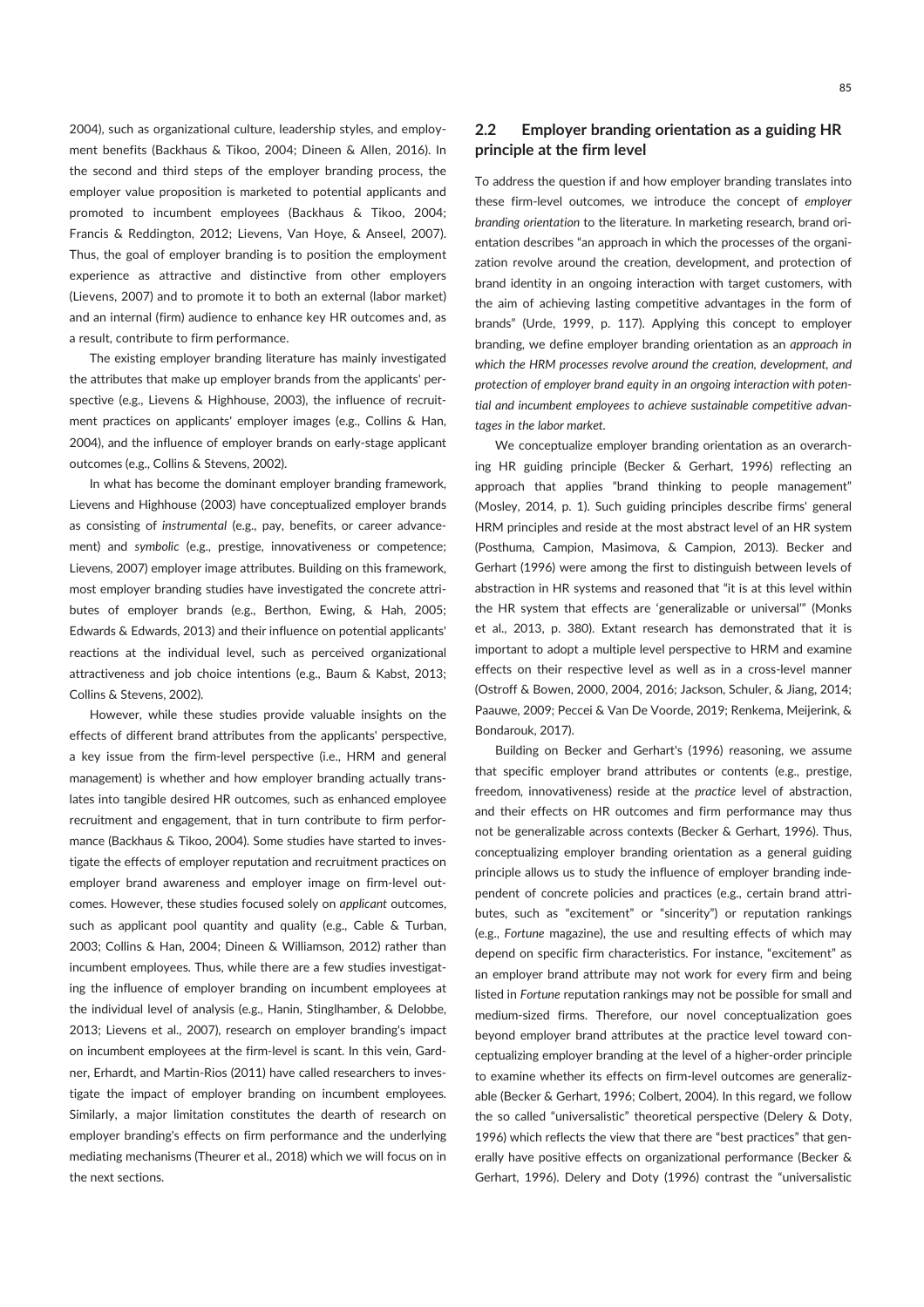2004), such as organizational culture, leadership styles, and employment benefits (Backhaus & Tikoo, 2004; Dineen & Allen, 2016). In the second and third steps of the employer branding process, the employer value proposition is marketed to potential applicants and promoted to incumbent employees (Backhaus & Tikoo, 2004; Francis & Reddington, 2012; Lievens, Van Hoye, & Anseel, 2007). Thus, the goal of employer branding is to position the employment experience as attractive and distinctive from other employers (Lievens, 2007) and to promote it to both an external (labor market) and an internal (firm) audience to enhance key HR outcomes and, as a result, contribute to firm performance.

The existing employer branding literature has mainly investigated the attributes that make up employer brands from the applicants' perspective (e.g., Lievens & Highhouse, 2003), the influence of recruitment practices on applicants' employer images (e.g., Collins & Han, 2004), and the influence of employer brands on early-stage applicant outcomes (e.g., Collins & Stevens, 2002).

In what has become the dominant employer branding framework, Lievens and Highhouse (2003) have conceptualized employer brands as consisting of *instrumental* (e.g., pay, benefits, or career advancement) and *symbolic* (e.g., prestige, innovativeness or competence; Lievens, 2007) employer image attributes. Building on this framework, most employer branding studies have investigated the concrete attributes of employer brands (e.g., Berthon, Ewing, & Hah, 2005; Edwards & Edwards, 2013) and their influence on potential applicants' reactions at the individual level, such as perceived organizational attractiveness and job choice intentions (e.g., Baum & Kabst, 2013; Collins & Stevens, 2002).

However, while these studies provide valuable insights on the effects of different brand attributes from the applicants' perspective, a key issue from the firm-level perspective (i.e., HRM and general management) is whether and how employer branding actually translates into tangible desired HR outcomes, such as enhanced employee recruitment and engagement, that in turn contribute to firm performance (Backhaus & Tikoo, 2004). Some studies have started to investigate the effects of employer reputation and recruitment practices on employer brand awareness and employer image on firm-level outcomes. However, these studies focused solely on *applicant* outcomes, such as applicant pool quantity and quality (e.g., Cable & Turban, 2003; Collins & Han, 2004; Dineen & Williamson, 2012) rather than incumbent employees. Thus, while there are a few studies investigating the influence of employer branding on incumbent employees at the individual level of analysis (e.g., Hanin, Stinglhamber, & Delobbe, 2013; Lievens et al., 2007), research on employer branding's impact on incumbent employees at the firm-level is scant. In this vein, Gardner, Erhardt, and Martin-Rios (2011) have called researchers to investigate the impact of employer branding on incumbent employees. Similarly, a major limitation constitutes the dearth of research on employer branding's effects on firm performance and the underlying mediating mechanisms (Theurer et al., 2018) which we will focus on in the next sections.

## 2.2 Employer branding orientation as a guiding HR principle at the firm level

To address the question if and how employer branding translates into these firm-level outcomes, we introduce the concept of *employer branding orientation* to the literature. In marketing research, brand orientation describes "an approach in which the processes of the organization revolve around the creation, development, and protection of brand identity in an ongoing interaction with target customers, with the aim of achieving lasting competitive advantages in the form of brands" (Urde, 1999, p. 117). Applying this concept to employer branding, we define employer branding orientation as an *approach in which the HRM processes revolve around the creation, development, and protection of employer brand equity in an ongoing interaction with potential and incumbent employees to achieve sustainable competitive advantages in the labor market*.

We conceptualize employer branding orientation as an overarching HR guiding principle (Becker & Gerhart, 1996) reflecting an approach that applies "brand thinking to people management" (Mosley, 2014, p. 1). Such guiding principles describe firms' general HRM principles and reside at the most abstract level of an HR system (Posthuma, Campion, Masimova, & Campion, 2013). Becker and Gerhart (1996) were among the first to distinguish between levels of abstraction in HR systems and reasoned that "it is at this level within the HR system that effects are 'generalizable or universal'" (Monks et al., 2013, p. 380). Extant research has demonstrated that it is important to adopt a multiple level perspective to HRM and examine effects on their respective level as well as in a cross-level manner (Ostroff & Bowen, 2000, 2004, 2016; Jackson, Schuler, & Jiang, 2014; Paauwe, 2009; Peccei & Van De Voorde, 2019; Renkema, Meijerink, & Bondarouk, 2017).

Building on Becker and Gerhart's (1996) reasoning, we assume that specific employer brand attributes or contents (e.g., prestige, freedom, innovativeness) reside at the *practice* level of abstraction, and their effects on HR outcomes and firm performance may thus not be generalizable across contexts (Becker & Gerhart, 1996). Thus, conceptualizing employer branding orientation as a general guiding principle allows us to study the influence of employer branding independent of concrete policies and practices (e.g., certain brand attributes, such as "excitement" or "sincerity") or reputation rankings (e.g., *Fortune* magazine), the use and resulting effects of which may depend on specific firm characteristics. For instance, "excitement" as an employer brand attribute may not work for every firm and being listed in *Fortune* reputation rankings may not be possible for small and medium-sized firms. Therefore, our novel conceptualization goes beyond employer brand attributes at the practice level toward conceptualizing employer branding at the level of a higher-order principle to examine whether its effects on firm-level outcomes are generalizable (Becker & Gerhart, 1996; Colbert, 2004). In this regard, we follow the so called "universalistic" theoretical perspective (Delery & Doty, 1996) which reflects the view that there are "best practices" that generally have positive effects on organizational performance (Becker & Gerhart, 1996). Delery and Doty (1996) contrast the "universalistic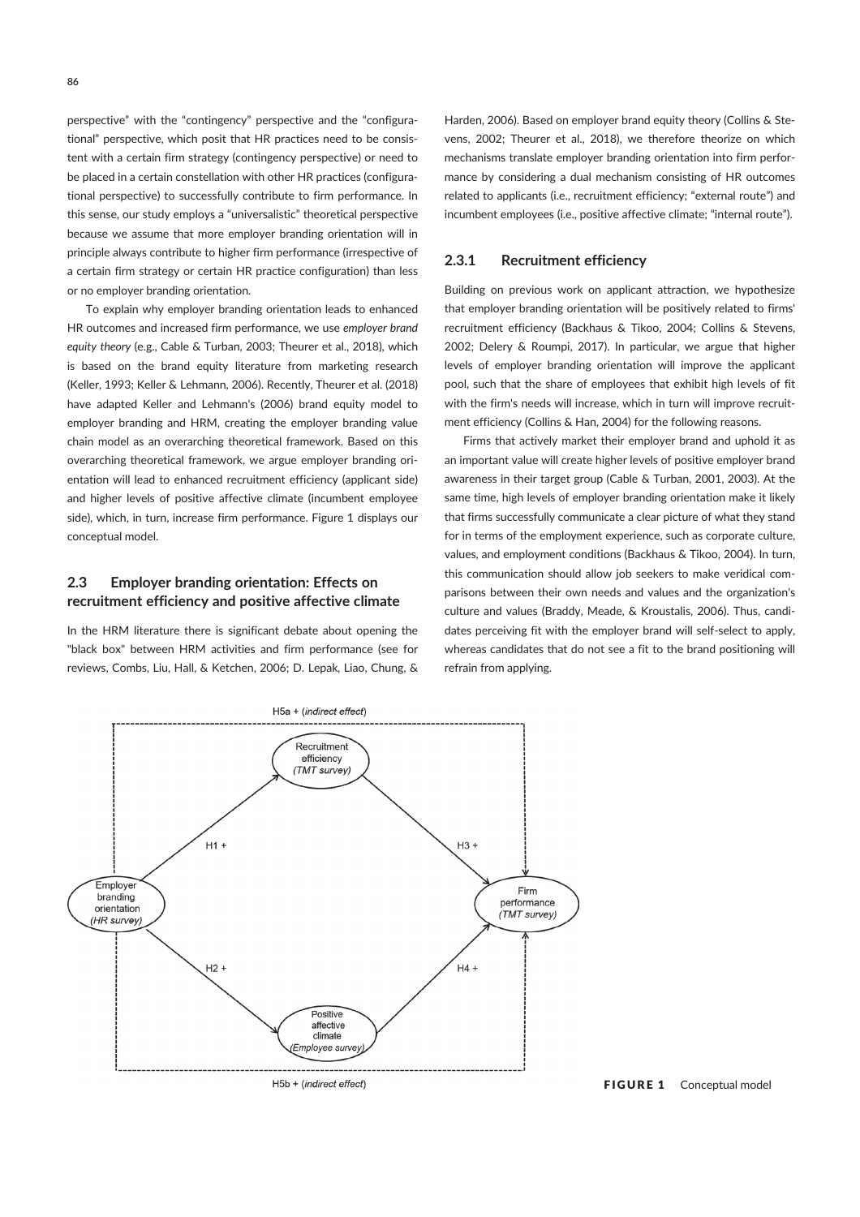perspective" with the "contingency" perspective and the "configurational" perspective, which posit that HR practices need to be consistent with a certain firm strategy (contingency perspective) or need to be placed in a certain constellation with other HR practices (configurational perspective) to successfully contribute to firm performance. In this sense, our study employs a "universalistic" theoretical perspective because we assume that more employer branding orientation will in principle always contribute to higher firm performance (irrespective of a certain firm strategy or certain HR practice configuration) than less or no employer branding orientation.

To explain why employer branding orientation leads to enhanced HR outcomes and increased firm performance, we use *employer brand equity theory* (e.g., Cable & Turban, 2003; Theurer et al., 2018), which is based on the brand equity literature from marketing research (Keller, 1993; Keller & Lehmann, 2006). Recently, Theurer et al. (2018) have adapted Keller and Lehmann's (2006) brand equity model to employer branding and HRM, creating the employer branding value chain model as an overarching theoretical framework. Based on this overarching theoretical framework, we argue employer branding orientation will lead to enhanced recruitment efficiency (applicant side) and higher levels of positive affective climate (incumbent employee side), which, in turn, increase firm performance. Figure 1 displays our conceptual model.

## 2.3 Employer branding orientation: Effects on recruitment efficiency and positive affective climate

In the HRM literature there is significant debate about opening the "black box" between HRM activities and firm performance (see for reviews, Combs, Liu, Hall, & Ketchen, 2006; D. Lepak, Liao, Chung, & Harden, 2006). Based on employer brand equity theory (Collins & Stevens, 2002; Theurer et al., 2018), we therefore theorize on which mechanisms translate employer branding orientation into firm performance by considering a dual mechanism consisting of HR outcomes related to applicants (i.e., recruitment efficiency; "external route") and incumbent employees (i.e., positive affective climate; "internal route").

### 2.3.1 Recruitment efficiency

Building on previous work on applicant attraction, we hypothesize that employer branding orientation will be positively related to firms' recruitment efficiency (Backhaus & Tikoo, 2004; Collins & Stevens, 2002; Delery & Roumpi, 2017). In particular, we argue that higher levels of employer branding orientation will improve the applicant pool, such that the share of employees that exhibit high levels of fit with the firm's needs will increase, which in turn will improve recruitment efficiency (Collins & Han, 2004) for the following reasons.

Firms that actively market their employer brand and uphold it as an important value will create higher levels of positive employer brand awareness in their target group (Cable & Turban, 2001, 2003). At the same time, high levels of employer branding orientation make it likely that firms successfully communicate a clear picture of what they stand for in terms of the employment experience, such as corporate culture, values, and employment conditions (Backhaus & Tikoo, 2004). In turn, this communication should allow job seekers to make veridical comparisons between their own needs and values and the organization's culture and values (Braddy, Meade, & Kroustalis, 2006). Thus, candidates perceiving fit with the employer brand will self-select to apply, whereas candidates that do not see a fit to the brand positioning will refrain from applying.

**FIGURE 1** Conceptual model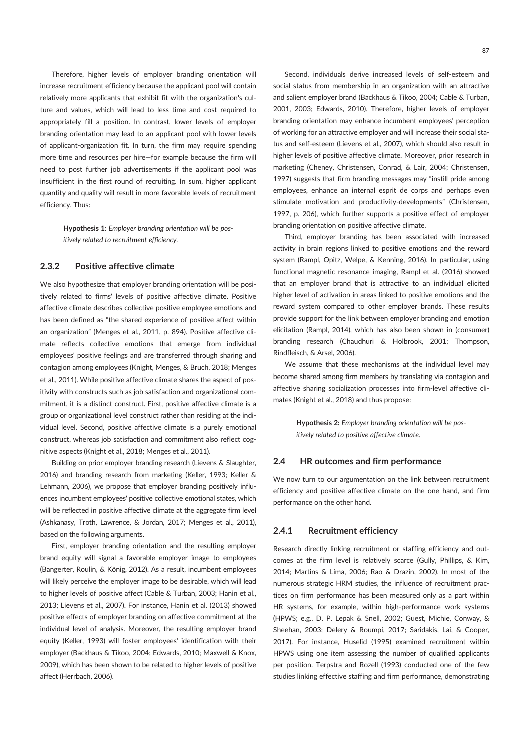Therefore, higher levels of employer branding orientation will increase recruitment efficiency because the applicant pool will contain relatively more applicants that exhibit fit with the organization's culture and values, which will lead to less time and cost required to appropriately fill a position. In contrast, lower levels of employer branding orientation may lead to an applicant pool with lower levels of applicant-organization fit. In turn, the firm may require spending more time and resources per hire—for example because the firm will need to post further job advertisements if the applicant pool was insufficient in the first round of recruiting. In sum, higher applicant quantity and quality will result in more favorable levels of recruitment efficiency. Thus:

> **Hypothesis 1:** *Employer branding orientation will be positively related to recruitment efficiency.*

### 2.3.2 Positive affective climate

We also hypothesize that employer branding orientation will be positively related to firms' levels of positive affective climate. Positive affective climate describes collective positive employee emotions and has been defined as "the shared experience of positive affect within an organization" (Menges et al., 2011, p. 894). Positive affective climate reflects collective emotions that emerge from individual employees' positive feelings and are transferred through sharing and contagion among employees (Knight, Menges, & Bruch, 2018; Menges et al., 2011). While positive affective climate shares the aspect of positivity with constructs such as job satisfaction and organizational commitment, it is a distinct construct. First, positive affective climate is a group or organizational level construct rather than residing at the individual level. Second, positive affective climate is a purely emotional construct, whereas job satisfaction and commitment also reflect cognitive aspects (Knight et al., 2018; Menges et al., 2011).

Building on prior employer branding research (Lievens & Slaughter, 2016) and branding research from marketing (Keller, 1993; Keller & Lehmann, 2006), we propose that employer branding positively influences incumbent employees' positive collective emotional states, which will be reflected in positive affective climate at the aggregate firm level (Ashkanasy, Troth, Lawrence, & Jordan, 2017; Menges et al., 2011), based on the following arguments.

First, employer branding orientation and the resulting employer brand equity will signal a favorable employer image to employees (Bangerter, Roulin, & König, 2012). As a result, incumbent employees will likely perceive the employer image to be desirable, which will lead to higher levels of positive affect (Cable & Turban, 2003; Hanin et al., 2013; Lievens et al., 2007). For instance, Hanin et al. (2013) showed positive effects of employer branding on affective commitment at the individual level of analysis. Moreover, the resulting employer brand equity (Keller, 1993) will foster employees' identification with their employer (Backhaus & Tikoo, 2004; Edwards, 2010; Maxwell & Knox, 2009), which has been shown to be related to higher levels of positive affect (Herrbach, 2006).

Second, individuals derive increased levels of self-esteem and social status from membership in an organization with an attractive and salient employer brand (Backhaus & Tikoo, 2004; Cable & Turban, 2001, 2003; Edwards, 2010). Therefore, higher levels of employer branding orientation may enhance incumbent employees' perception of working for an attractive employer and will increase their social status and self-esteem (Lievens et al., 2007), which should also result in higher levels of positive affective climate. Moreover, prior research in marketing (Cheney, Christensen, Conrad, & Lair, 2004; Christensen, 1997) suggests that firm branding messages may "instill pride among employees, enhance an internal esprit de corps and perhaps even stimulate motivation and productivity-developments" (Christensen, 1997, p. 206), which further supports a positive effect of employer branding orientation on positive affective climate.

Third, employer branding has been associated with increased activity in brain regions linked to positive emotions and the reward system (Rampl, Opitz, Welpe, & Kenning, 2016). In particular, using functional magnetic resonance imaging, Rampl et al. (2016) showed that an employer brand that is attractive to an individual elicited higher level of activation in areas linked to positive emotions and the reward system compared to other employer brands. These results provide support for the link between employer branding and emotion elicitation (Rampl, 2014), which has also been shown in (consumer) branding research (Chaudhuri & Holbrook, 2001; Thompson, Rindfleisch, & Arsel, 2006).

We assume that these mechanisms at the individual level may become shared among firm members by translating via contagion and affective sharing socialization processes into firm-level affective climates (Knight et al., 2018) and thus propose:

> **Hypothesis 2:** *Employer branding orientation will be positively related to positive affective climate.*

## 2.4 HR outcomes and firm performance

We now turn to our argumentation on the link between recruitment efficiency and positive affective climate on the one hand, and firm performance on the other hand.

### 2.4.1 Recruitment efficiency

Research directly linking recruitment or staffing efficiency and outcomes at the firm level is relatively scarce (Gully, Phillips, & Kim, 2014; Martins & Lima, 2006; Rao & Drazin, 2002). In most of the numerous strategic HRM studies, the influence of recruitment practices on firm performance has been measured only as a part within HR systems, for example, within high-performance work systems (HPWS; e.g., D. P. Lepak & Snell, 2002; Guest, Michie, Conway, & Sheehan, 2003; Delery & Roumpi, 2017; Saridakis, Lai, & Cooper, 2017). For instance, Huselid (1995) examined recruitment within HPWS using one item assessing the number of qualified applicants per position. Terpstra and Rozell (1993) conducted one of the few studies linking effective staffing and firm performance, demonstrating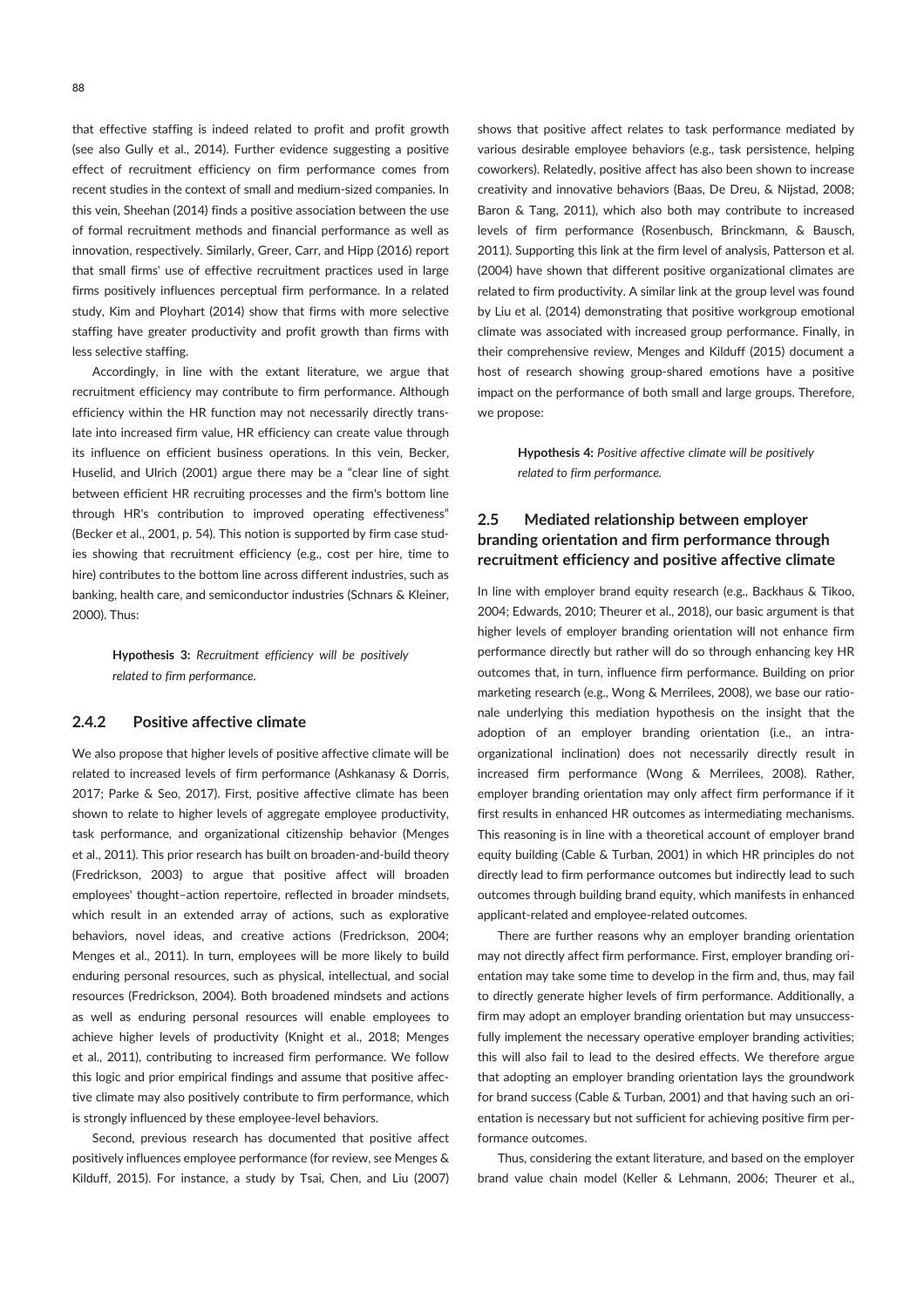that effective staffing is indeed related to profit and profit growth (see also Gully et al., 2014). Further evidence suggesting a positive effect of recruitment efficiency on firm performance comes from recent studies in the context of small and medium-sized companies. In this vein, Sheehan (2014) finds a positive association between the use of formal recruitment methods and financial performance as well as innovation, respectively. Similarly, Greer, Carr, and Hipp (2016) report that small firms' use of effective recruitment practices used in large firms positively influences perceptual firm performance. In a related study, Kim and Ployhart (2014) show that firms with more selective staffing have greater productivity and profit growth than firms with less selective staffing.

Accordingly, in line with the extant literature, we argue that recruitment efficiency may contribute to firm performance. Although efficiency within the HR function may not necessarily directly translate into increased firm value, HR efficiency can create value through its influence on efficient business operations. In this vein, Becker, Huselid, and Ulrich (2001) argue there may be a "clear line of sight between efficient HR recruiting processes and the firm's bottom line through HR's contribution to improved operating effectiveness" (Becker et al., 2001, p. 54). This notion is supported by firm case studies showing that recruitment efficiency (e.g., cost per hire, time to hire) contributes to the bottom line across different industries, such as banking, health care, and semiconductor industries (Schnars & Kleiner, 2000). Thus:

> **Hypothesis 3:** *Recruitment efficiency will be positively related to firm performance.*

### 2.4.2 Positive affective climate

We also propose that higher levels of positive affective climate will be related to increased levels of firm performance (Ashkanasy & Dorris, 2017; Parke & Seo, 2017). First, positive affective climate has been shown to relate to higher levels of aggregate employee productivity, task performance, and organizational citizenship behavior (Menges et al., 2011). This prior research has built on broaden-and-build theory (Fredrickson, 2003) to argue that positive affect will broaden employees' thought–action repertoire, reflected in broader mindsets, which result in an extended array of actions, such as explorative behaviors, novel ideas, and creative actions (Fredrickson, 2004; Menges et al., 2011). In turn, employees will be more likely to build enduring personal resources, such as physical, intellectual, and social resources (Fredrickson, 2004). Both broadened mindsets and actions as well as enduring personal resources will enable employees to achieve higher levels of productivity (Knight et al., 2018; Menges et al., 2011), contributing to increased firm performance. We follow this logic and prior empirical findings and assume that positive affective climate may also positively contribute to firm performance, which is strongly influenced by these employee-level behaviors.

Second, previous research has documented that positive affect positively influences employee performance (for review, see Menges & Kilduff, 2015). For instance, a study by Tsai, Chen, and Liu (2007) shows that positive affect relates to task performance mediated by various desirable employee behaviors (e.g., task persistence, helping coworkers). Relatedly, positive affect has also been shown to increase creativity and innovative behaviors (Baas, De Dreu, & Nijstad, 2008; Baron & Tang, 2011), which also both may contribute to increased levels of firm performance (Rosenbusch, Brinckmann, & Bausch, 2011). Supporting this link at the firm level of analysis, Patterson et al. (2004) have shown that different positive organizational climates are related to firm productivity. A similar link at the group level was found by Liu et al. (2014) demonstrating that positive workgroup emotional climate was associated with increased group performance. Finally, in their comprehensive review, Menges and Kilduff (2015) document a host of research showing group-shared emotions have a positive impact on the performance of both small and large groups. Therefore, we propose:

> **Hypothesis 4:** *Positive affective climate will be positively related to firm performance.*

## 2.5 Mediated relationship between employer branding orientation and firm performance through recruitment efficiency and positive affective climate

In line with employer brand equity research (e.g., Backhaus & Tikoo, 2004; Edwards, 2010; Theurer et al., 2018), our basic argument is that higher levels of employer branding orientation will not enhance firm performance directly but rather will do so through enhancing key HR outcomes that, in turn, influence firm performance. Building on prior marketing research (e.g., Wong & Merrilees, 2008), we base our rationale underlying this mediation hypothesis on the insight that the adoption of an employer branding orientation (i.e., an intra-organizational inclination) does not necessarily directly result in increased firm performance (Wong & Merrilees, 2008). Rather, employer branding orientation may only affect firm performance if it first results in enhanced HR outcomes as intermediating mechanisms. This reasoning is in line with a theoretical account of employer brand equity building (Cable & Turban, 2001) in which HR principles do not directly lead to firm performance outcomes but indirectly lead to such outcomes through building brand equity, which manifests in enhanced applicant-related and employee-related outcomes.

There are further reasons why an employer branding orientation may not directly affect firm performance. First, employer branding orientation may take some time to develop in the firm and, thus, may fail to directly generate higher levels of firm performance. Additionally, a firm may adopt an employer branding orientation but may unsuccessfully implement the necessary operative employer branding activities; this will also fail to lead to the desired effects. We therefore argue that adopting an employer branding orientation lays the groundwork for brand success (Cable & Turban, 2001) and that having such an orientation is necessary but not sufficient for achieving positive firm performance outcomes.

Thus, considering the extant literature, and based on the employer brand value chain model (Keller & Lehmann, 2006; Theurer et al.,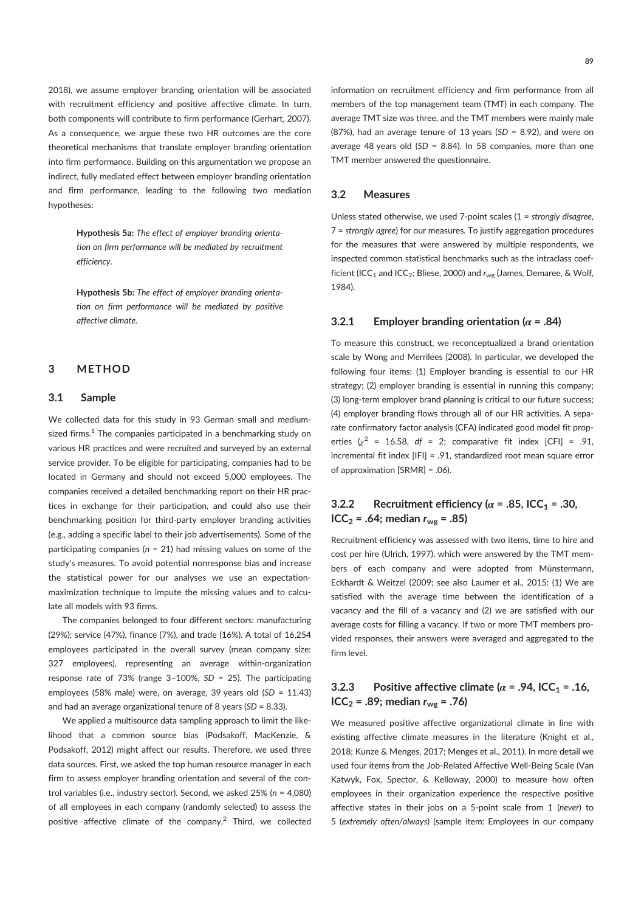2018), we assume employer branding orientation will be associated with recruitment efficiency and positive affective climate. In turn, both components will contribute to firm performance (Gerhart, 2007). As a consequence, we argue these two HR outcomes are the core theoretical mechanisms that translate employer branding orientation into firm performance. Building on this argumentation we propose an indirect, fully mediated effect between employer branding orientation and firm performance, leading to the following two mediation hypotheses:

> **Hypothesis 5a:** *The effect of employer branding orientation on firm performance will be mediated by recruitment efficiency.*

> **Hypothesis 5b:** *The effect of employer branding orientation on firm performance will be mediated by positive affective climate.*

## 3 METHOD

### 3.1 Sample

We collected data for this study in 93 German small and medium-sized firms.[1] The companies participated in a benchmarking study on various HR practices and were recruited and surveyed by an external service provider. To be eligible for participating, companies had to be located in Germany and should not exceed 5,000 employees. The companies received a detailed benchmarking report on their HR practices in exchange for their participation, and could also use their benchmarking position for third-party employer branding activities (e.g., adding a specific label to their job advertisements). Some of the participating companies ($n$ = 21) had missing values on some of the study's measures. To avoid potential nonresponse bias and increase the statistical power for our analyses we use an expectation-maximization technique to impute the missing values and to calculate all models with 93 firms.

The companies belonged to four different sectors: manufacturing (29%); service (47%), finance (7%), and trade (16%). A total of 16,254 employees participated in the overall survey (mean company size: 327 employees), representing an average within-organization response rate of 73% (range 3–100%, $SD$ = 25). The participating employees (58% male) were, on average, 39 years old ($SD$ = 11.43) and had an average organizational tenure of 8 years ($SD$ = 8.33).

We applied a multisource data sampling approach to limit the likelihood that a common source bias (Podsakoff, MacKenzie, & Podsakoff, 2012) might affect our results. Therefore, we used three data sources. First, we asked the top human resource manager in each firm to assess employer branding orientation and several of the control variables (i.e., industry sector). Second, we asked 25% ($n$ = 4,080) of all employees in each company (randomly selected) to assess the positive affective climate of the company.[2] Third, we collected information on recruitment efficiency and firm performance from all members of the top management team (TMT) in each company. The average TMT size was three, and the TMT members were mainly male (87%), had an average tenure of 13 years ($SD$ = 8.92), and were on average 48 years old ($SD$ = 8.84). In 58 companies, more than one TMT member answered the questionnaire.

### 3.2 Measures

Unless stated otherwise, we used 7-point scales (1 = *strongly disagree*, 7 = *strongly agree*) for our measures. To justify aggregation procedures for the measures that were answered by multiple respondents, we inspected common statistical benchmarks such as the intraclass coefficient ($ICC_1$ and $ICC_2$; Bliese, 2000) and $r_{wg}$ (James, Demaree, & Wolf, 1984).

#### 3.2.1 Employer branding orientation ($\alpha$ = .84)

To measure this construct, we reconceptualized a brand orientation scale by Wong and Merrilees (2008). In particular, we developed the following four items: (1) Employer branding is essential to our HR strategy; (2) employer branding is essential in running this company; (3) long-term employer brand planning is critical to our future success; (4) employer branding flows through all of our HR activities. A separate confirmatory factor analysis (CFA) indicated good model fit properties ($\chi^2$ = 16.58, $df$ = 2; comparative fit index [CFI] = .91, incremental fit index [IFI] = .91, standardized root mean square error of approximation [SRMR] = .06).

#### 3.2.2 Recruitment efficiency ($\alpha$ = .85, $ICC_1$ = .30, $ICC_2$ = .64; median $r_{wg}$ = .85)

Recruitment efficiency was assessed with two items, time to hire and cost per hire (Ulrich, 1997), which were answered by the TMT members of each company and were adopted from Münstermann, Eckhardt & Weitzel (2009; see also Laumer et al., 2015: (1) We are satisfied with the average time between the identification of a vacancy and the fill of a vacancy and (2) we are satisfied with our average costs for filling a vacancy. If two or more TMT members provided responses, their answers were averaged and aggregated to the firm level.

#### 3.2.3 Positive affective climate ($\alpha$ = .94, $ICC_1$ = .16, $ICC_2$ = .89; median $r_{wg}$ = .76)

We measured positive affective organizational climate in line with existing affective climate measures in the literature (Knight et al., 2018; Kunze & Menges, 2017; Menges et al., 2011). In more detail we used four items from the Job-Related Affective Well-Being Scale (Van Katwyk, Fox, Spector, & Kelloway, 2000) to measure how often employees in their organization experience the respective positive affective states in their jobs on a 5-point scale from 1 (*never*) to 5 (*extremely often/always*) (sample item: Employees in our company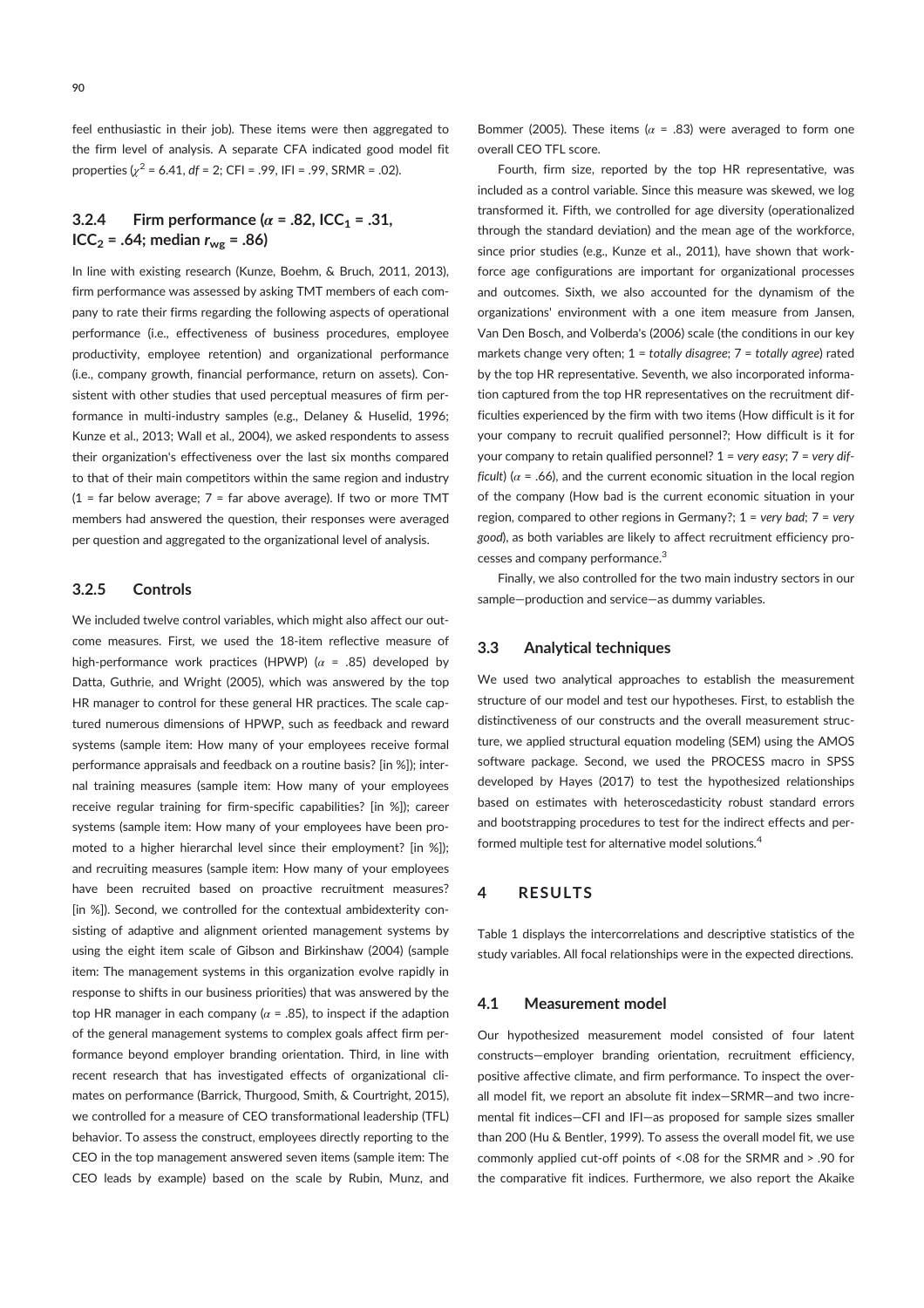feel enthusiastic in their job). These items were then aggregated to the firm level of analysis. A separate CFA indicated good model fit properties ($\chi^2$ = 6.41, *df* = 2; CFI = .99, IFI = .99, SRMR = .02).

### 3.2.4 Firm performance ($\alpha$ = .82, $ICC_1$ = .31, $ICC_2$ = .64; median $r_{wg}$ = .86)

In line with existing research (Kunze, Boehm, & Bruch, 2011, 2013), firm performance was assessed by asking TMT members of each company to rate their firms regarding the following aspects of operational performance (i.e., effectiveness of business procedures, employee productivity, employee retention) and organizational performance (i.e., company growth, financial performance, return on assets). Consistent with other studies that used perceptual measures of firm performance in multi-industry samples (e.g., Delaney & Huselid, 1996; Kunze et al., 2013; Wall et al., 2004), we asked respondents to assess their organization's effectiveness over the last six months compared to that of their main competitors within the same region and industry (1 = far below average; 7 = far above average). If two or more TMT members had answered the question, their responses were averaged per question and aggregated to the organizational level of analysis.

### 3.2.5 Controls

We included twelve control variables, which might also affect our outcome measures. First, we used the 18-item reflective measure of high-performance work practices (HPWP) ($\alpha$ = .85) developed by Datta, Guthrie, and Wright (2005), which was answered by the top HR manager to control for these general HR practices. The scale captured numerous dimensions of HPWP, such as feedback and reward systems (sample item: How many of your employees receive formal performance appraisals and feedback on a routine basis? [in %]); internal training measures (sample item: How many of your employees receive regular training for firm-specific capabilities? [in %]); career systems (sample item: How many of your employees have been promoted to a higher hierarchal level since their employment? [in %]); and recruiting measures (sample item: How many of your employees have been recruited based on proactive recruitment measures? [in %]). Second, we controlled for the contextual ambidexterity consisting of adaptive and alignment oriented management systems by using the eight item scale of Gibson and Birkinshaw (2004) (sample item: The management systems in this organization evolve rapidly in response to shifts in our business priorities) that was answered by the top HR manager in each company ($\alpha$ = .85), to inspect if the adaption of the general management systems to complex goals affect firm performance beyond employer branding orientation. Third, in line with recent research that has investigated effects of organizational climates on performance (Barrick, Thurgood, Smith, & Courtright, 2015), we controlled for a measure of CEO transformational leadership (TFL) behavior. To assess the construct, employees directly reporting to the CEO in the top management answered seven items (sample item: The CEO leads by example) based on the scale by Rubin, Munz, and Bommer (2005). These items ($\alpha$ = .83) were averaged to form one overall CEO TFL score.

Fourth, firm size, reported by the top HR representative, was included as a control variable. Since this measure was skewed, we log transformed it. Fifth, we controlled for age diversity (operationalized through the standard deviation) and the mean age of the workforce, since prior studies (e.g., Kunze et al., 2011), have shown that workforce age configurations are important for organizational processes and outcomes. Sixth, we also accounted for the dynamism of the organizations' environment with a one item measure from Jansen, Van Den Bosch, and Volberda's (2006) scale (the conditions in our key markets change very often; 1 = *totally disagree*; 7 = *totally agree*) rated by the top HR representative. Seventh, we also incorporated information captured from the top HR representatives on the recruitment difficulties experienced by the firm with two items (How difficult is it for your company to recruit qualified personnel?; How difficult is it for your company to retain qualified personnel? 1 = *very easy*; 7 = *very difficult*) ($\alpha$ = .66), and the current economic situation in the local region of the company (How bad is the current economic situation in your region, compared to other regions in Germany?; 1 = *very bad*; 7 = *very good*), as both variables are likely to affect recruitment efficiency processes and company performance.[3]

Finally, we also controlled for the two main industry sectors in our sample—production and service—as dummy variables.

## 3.3 Analytical techniques

We used two analytical approaches to establish the measurement structure of our model and test our hypotheses. First, to establish the distinctiveness of our constructs and the overall measurement structure, we applied structural equation modeling (SEM) using the AMOS software package. Second, we used the PROCESS macro in SPSS developed by Hayes (2017) to test the hypothesized relationships based on estimates with heteroscedasticity robust standard errors and bootstrapping procedures to test for the indirect effects and performed multiple test for alternative model solutions.[4]

# 4 RESULTS

Table 1 displays the intercorrelations and descriptive statistics of the study variables. All focal relationships were in the expected directions.

## 4.1 Measurement model

Our hypothesized measurement model consisted of four latent constructs—employer branding orientation, recruitment efficiency, positive affective climate, and firm performance. To inspect the overall model fit, we report an absolute fit index—SRMR—and two incremental fit indices—CFI and IFI—as proposed for sample sizes smaller than 200 (Hu & Bentler, 1999). To assess the overall model fit, we use commonly applied cut-off points of <.08 for the SRMR and > .90 for the comparative fit indices. Furthermore, we also report the Akaike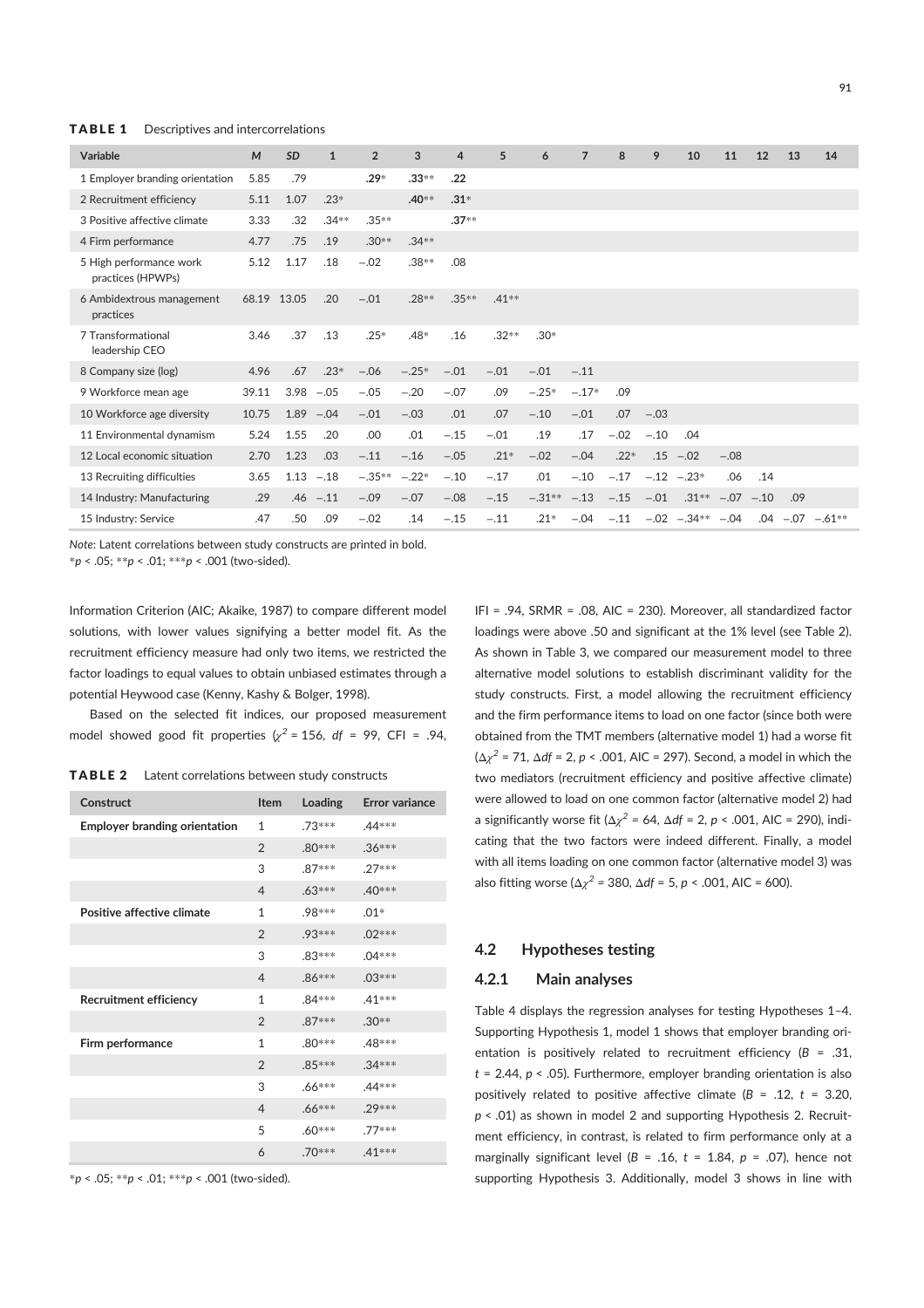**TABLE 1** Descriptives and intercorrelations

| Variable | M | SD | 1 | 2 | 3 | 4 | 5 | 6 | 7 | 8 | 9 | 10 | 11 | 12 | 13 | 14 |
|---|---|---|---|---|---|---|---|---|---|---|---|---|---|---|---|---|
| 1 Employer branding orientation | 5.85 | .79 | | **.29*** | **.33**** | **.22** | | | | | | | | | | |
| 2 Recruitment efficiency | 5.11 | 1.07 | .23* | | **.40**** | **.31*** | | | | | | | | | | |
| 3 Positive affective climate | 3.33 | .32 | .34** | .35** | | **.37**** | | | | | | | | | | |
| 4 Firm performance | 4.77 | .75 | .19 | .30** | .34** | | | | | | | | | | | |
| 5 High performance work practices (HPWPs) | 5.12 | 1.17 | .18 | −.02 | .38** | .08 | | | | | | | | | | |
| 6 Ambidextrous management practices | 68.19 | 13.05 | .20 | −.01 | .28** | .35** | .41** | | | | | | | | | |
| 7 Transformational leadership CEO | 3.46 | .37 | .13 | .25* | .48* | .16 | .32** | .30* | | | | | | | | |
| 8 Company size (log) | 4.96 | .67 | .23* | −.06 | −.25* | −.01 | −.01 | −.01 | −.11 | | | | | | | |
| 9 Workforce mean age | 39.11 | 3.98 | −.05 | −.05 | −.20 | −.07 | .09 | −.25* | −.17* | .09 | | | | | | |
| 10 Workforce age diversity | 10.75 | 1.89 | −.04 | −.01 | −.03 | .01 | .07 | −.10 | −.01 | .07 | −.03 | | | | | |
| 11 Environmental dynamism | 5.24 | 1.55 | .20 | .00 | .01 | −.15 | −.01 | .19 | .17 | −.02 | −.10 | .04 | | | | |
| 12 Local economic situation | 2.70 | 1.23 | .03 | −.11 | −.16 | −.05 | .21* | −.02 | −.04 | .22* | .15 | −.02 | −.08 | | | |
| 13 Recruiting difficulties | 3.65 | 1.13 | −.18 | −.35** | −.22* | −.10 | −.17 | .01 | −.10 | −.17 | −.12 | −.23* | .06 | .14 | | |
| 14 Industry: Manufacturing | .29 | .46 | −.11 | −.09 | −.07 | −.08 | −.15 | −.31** | −.13 | −.15 | −.01 | .31** | −.07 | −.10 | .09 | |
| 15 Industry: Service | .47 | .50 | .09 | −.02 | .14 | −.15 | −.11 | .21* | −.04 | −.11 | −.02 | −.34** | −.04 | .04 | −.07 | −.61** |

*Note*: Latent correlations between study constructs are printed in bold.
*$p < .05$; **$p < .01$; ***$p < .001$ (two-sided).

Information Criterion (AIC; Akaike, 1987) to compare different model solutions, with lower values signifying a better model fit. As the recruitment efficiency measure had only two items, we restricted the factor loadings to equal values to obtain unbiased estimates through a potential Heywood case (Kenny, Kashy & Bolger, 1998).

Based on the selected fit indices, our proposed measurement model showed good fit properties ($\chi^2$ = 156, *df* = 99, CFI = .94, IFI = .94, SRMR = .08, AIC = 230). Moreover, all standardized factor loadings were above .50 and significant at the 1% level (see Table 2). As shown in Table 3, we compared our measurement model to three alternative model solutions to establish discriminant validity for the study constructs. First, a model allowing the recruitment efficiency and the firm performance items to load on one factor (since both were obtained from the TMT members (alternative model 1) had a worse fit ($\Delta\chi^2$ = 71, $\Delta df$ = 2, $p < .001$, AIC = 297). Second, a model in which the two mediators (recruitment efficiency and positive affective climate) were allowed to load on one common factor (alternative model 2) had a significantly worse fit ($\Delta\chi^2$ = 64, $\Delta df$ = 2, $p < .001$, AIC = 290), indicating that the two factors were indeed different. Finally, a model with all items loading on one common factor (alternative model 3) was also fitting worse ($\Delta\chi^2$ = 380, $\Delta df$ = 5, $p < .001$, AIC = 600).

**TABLE 2** Latent correlations between study constructs

| Construct | Item | Loading | Error variance |
|---|---|---|---|
| **Employer branding orientation** | 1 | .73*** | .44*** |
| | 2 | .80*** | .36*** |
| | 3 | .87*** | .27*** |
| | 4 | .63*** | .40*** |
| **Positive affective climate** | 1 | .98*** | .01* |
| | 2 | .93*** | .02*** |
| | 3 | .83*** | .04*** |
| | 4 | .86*** | .03*** |
| **Recruitment efficiency** | 1 | .84*** | .41*** |
| | 2 | .87*** | .30** |
| **Firm performance** | 1 | .80*** | .48*** |
| | 2 | .85*** | .34*** |
| | 3 | .66*** | .44*** |
| | 4 | .66*** | .29*** |
| | 5 | .60*** | .77*** |
| | 6 | .70*** | .41*** |

*$p < .05$; **$p < .01$; ***$p < .001$ (two-sided).

## 4.2 Hypotheses testing

### 4.2.1 Main analyses

Table 4 displays the regression analyses for testing Hypotheses 1–4. Supporting Hypothesis 1, model 1 shows that employer branding orientation is positively related to recruitment efficiency (*B* = .31, *t* = 2.44, $p < .05$). Furthermore, employer branding orientation is also positively related to positive affective climate (*B* = .12, *t* = 3.20, $p < .01$) as shown in model 2 and supporting Hypothesis 2. Recruitment efficiency, in contrast, is related to firm performance only at a marginally significant level (*B* = .16, *t* = 1.84, *p* = .07), hence not supporting Hypothesis 3. Additionally, model 3 shows in line with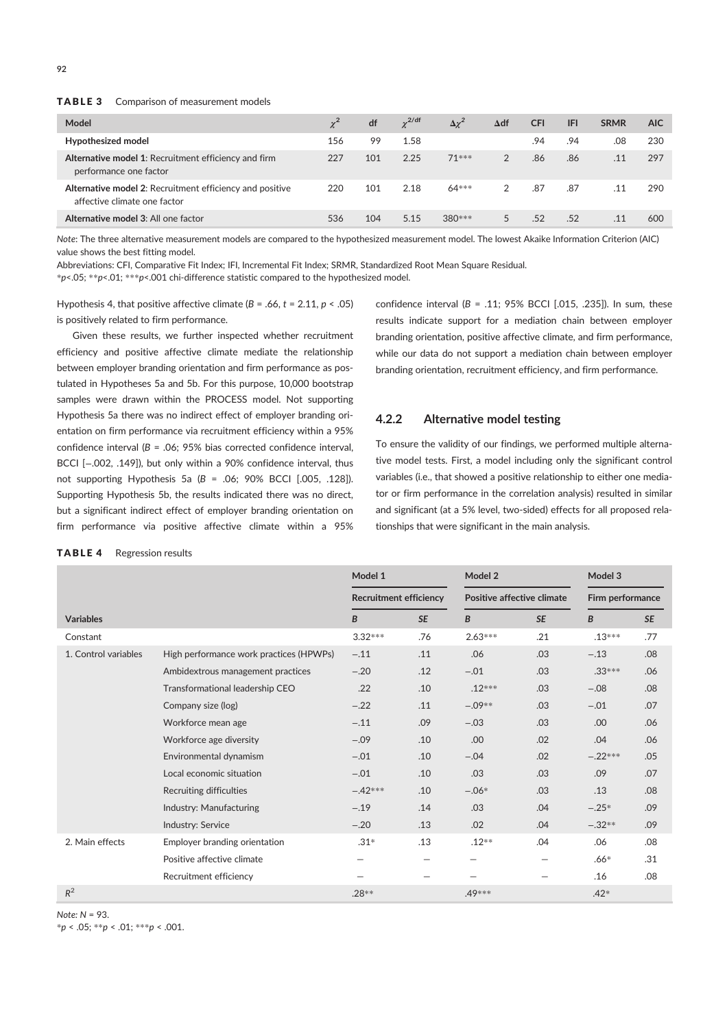**TABLE 3** Comparison of measurement models

| Model | $\chi^2$ | df | $\chi^{2/\text{df}}$ | $\Delta\chi^2$ | Δdf | CFI | IFI | SRMR | AIC |
|---|---|---|---|---|---|---|---|---|---|
| **Hypothesized model** | 156 | 99 | 1.58 | | | .94 | .94 | .08 | 230 |
| **Alternative model 1**: Recruitment efficiency and firm performance one factor | 227 | 101 | 2.25 | 71*** | 2 | .86 | .86 | .11 | 297 |
| **Alternative model 2**: Recruitment efficiency and positive affective climate one factor | 220 | 101 | 2.18 | 64*** | 2 | .87 | .87 | .11 | 290 |
| **Alternative model 3**: All one factor | 536 | 104 | 5.15 | 380*** | 5 | .52 | .52 | .11 | 600 |

*Note*: The three alternative measurement models are compared to the hypothesized measurement model. The lowest Akaike Information Criterion (AIC) value shows the best fitting model.

Abbreviations: CFI, Comparative Fit Index; IFI, Incremental Fit Index; SRMR, Standardized Root Mean Square Residual.

*$p$<.05; **$p$<.01; ***$p$<.001 chi-difference statistic compared to the hypothesized model.

Hypothesis 4, that positive affective climate ($B$ = .66, $t$ = 2.11, $p$ < .05) is positively related to firm performance.

Given these results, we further inspected whether recruitment efficiency and positive affective climate mediate the relationship between employer branding orientation and firm performance as postulated in Hypotheses 5a and 5b. For this purpose, 10,000 bootstrap samples were drawn within the PROCESS model. Not supporting Hypothesis 5a there was no indirect effect of employer branding orientation on firm performance via recruitment efficiency within a 95% confidence interval ($B$ = .06; 95% bias corrected confidence interval, BCCI [−.002, .149]), but only within a 90% confidence interval, thus not supporting Hypothesis 5a ($B$ = .06; 90% BCCI [.005, .128]). Supporting Hypothesis 5b, the results indicated there was no direct, but a significant indirect effect of employer branding orientation on firm performance via positive affective climate within a 95% confidence interval ($B$ = .11; 95% BCCI [.015, .235]). In sum, these results indicate support for a mediation chain between employer branding orientation, positive affective climate, and firm performance, while our data do not support a mediation chain between employer branding orientation, recruitment efficiency, and firm performance.

### 4.2.2 Alternative model testing

To ensure the validity of our findings, we performed multiple alternative model tests. First, a model including only the significant control variables (i.e., that showed a positive relationship to either one mediator or firm performance in the correlation analysis) resulted in similar and significant (at a 5% level, two-sided) effects for all proposed relationships that were significant in the main analysis.

**TABLE 4** Regression results

| | | Model 1 | | Model 2 | | Model 3 | |
|---|---|---|---|---|---|---|---|
| | | Recruitment efficiency | | Positive affective climate | | Firm performance | |
| **Variables** | | *B* | *SE* | *B* | *SE* | *B* | *SE* |
| Constant | | 3.32*** | .76 | 2.63*** | .21 | .13*** | .77 |
| 1. Control variables | High performance work practices (HPWPs) | −.11 | .11 | .06 | .03 | −.13 | .08 |
| | Ambidextrous management practices | −.20 | .12 | −.01 | .03 | .33*** | .06 |
| | Transformational leadership CEO | .22 | .10 | .12*** | .03 | −.08 | .08 |
| | Company size (log) | −.22 | .11 | −.09** | .03 | −.01 | .07 |
| | Workforce mean age | −.11 | .09 | −.03 | .03 | .00 | .06 |
| | Workforce age diversity | −.09 | .10 | .00 | .02 | .04 | .06 |
| | Environmental dynamism | −.01 | .10 | −.04 | .02 | −.22*** | .05 |
| | Local economic situation | −.01 | .10 | .03 | .03 | .09 | .07 |
| | Recruiting difficulties | −.42*** | .10 | −.06* | .03 | .13 | .08 |
| | Industry: Manufacturing | −.19 | .14 | .03 | .04 | −.25* | .09 |
| | Industry: Service | −.20 | .13 | .02 | .04 | −.32** | .09 |
| 2. Main effects | Employer branding orientation | .31* | .13 | .12** | .04 | .06 | .08 |
| | Positive affective climate | — | — | — | — | .66* | .31 |
| | Recruitment efficiency | — | — | — | — | .16 | .08 |
| $R^2$ | | .28** | | .49*** | | .42* | |

*Note: N* = 93.

*$p$ < .05; **$p$ < .01; ***$p$ < .001.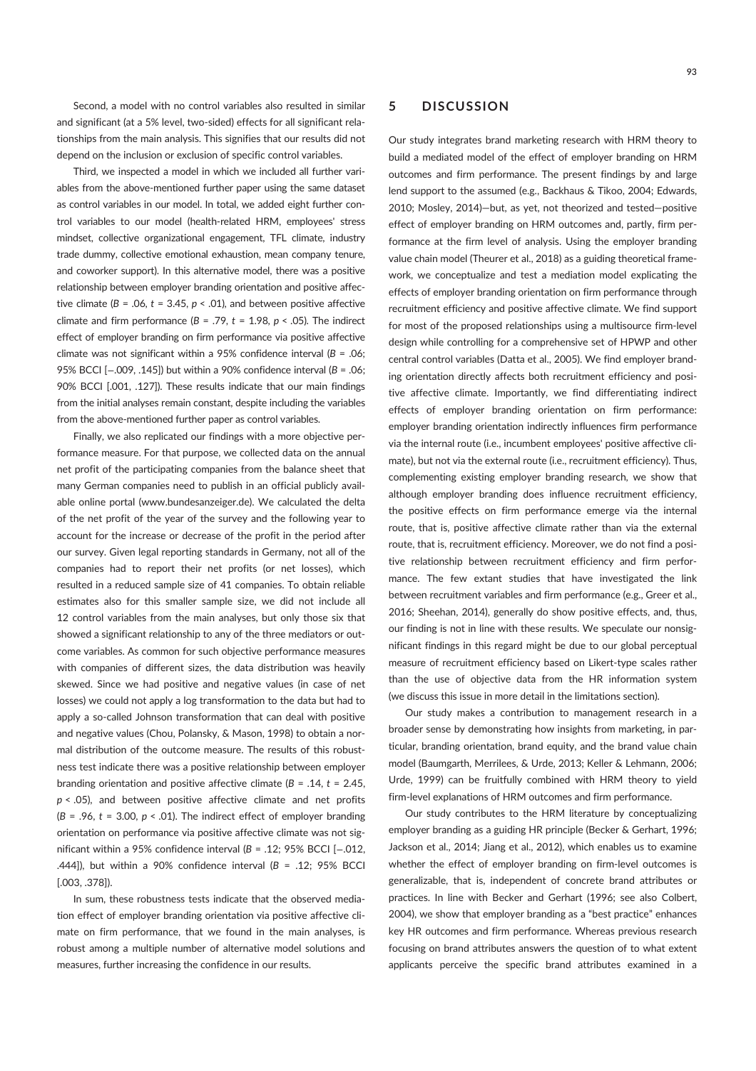Second, a model with no control variables also resulted in similar and significant (at a 5% level, two-sided) effects for all significant relationships from the main analysis. This signifies that our results did not depend on the inclusion or exclusion of specific control variables.

Third, we inspected a model in which we included all further variables from the above-mentioned further paper using the same dataset as control variables in our model. In total, we added eight further control variables to our model (health-related HRM, employees' stress mindset, collective organizational engagement, TFL climate, industry trade dummy, collective emotional exhaustion, mean company tenure, and coworker support). In this alternative model, there was a positive relationship between employer branding orientation and positive affective climate ($B = .06$, $t = 3.45$, $p < .01$), and between positive affective climate and firm performance ($B = .79$, $t = 1.98$, $p < .05$). The indirect effect of employer branding on firm performance via positive affective climate was not significant within a 95% confidence interval ($B = .06$; 95% BCCI [−.009, .145]) but within a 90% confidence interval ($B = .06$; 90% BCCI [.001, .127]). These results indicate that our main findings from the initial analyses remain constant, despite including the variables from the above-mentioned further paper as control variables.

Finally, we also replicated our findings with a more objective performance measure. For that purpose, we collected data on the annual net profit of the participating companies from the balance sheet that many German companies need to publish in an official publicly available online portal (www.bundesanzeiger.de). We calculated the delta of the net profit of the year of the survey and the following year to account for the increase or decrease of the profit in the period after our survey. Given legal reporting standards in Germany, not all of the companies had to report their net profits (or net losses), which resulted in a reduced sample size of 41 companies. To obtain reliable estimates also for this smaller sample size, we did not include all 12 control variables from the main analyses, but only those six that showed a significant relationship to any of the three mediators or outcome variables. As common for such objective performance measures with companies of different sizes, the data distribution was heavily skewed. Since we had positive and negative values (in case of net losses) we could not apply a log transformation to the data but had to apply a so-called Johnson transformation that can deal with positive and negative values (Chou, Polansky, & Mason, 1998) to obtain a normal distribution of the outcome measure. The results of this robustness test indicate there was a positive relationship between employer branding orientation and positive affective climate ($B = .14$, $t = 2.45$, $p < .05$), and between positive affective climate and net profits ($B = .96$, $t = 3.00$, $p < .01$). The indirect effect of employer branding orientation on performance via positive affective climate was not significant within a 95% confidence interval ($B = .12$; 95% BCCI [−.012, .444]), but within a 90% confidence interval ($B = .12$; 95% BCCI [.003, .378]).

In sum, these robustness tests indicate that the observed mediation effect of employer branding orientation via positive affective climate on firm performance, that we found in the main analyses, is robust among a multiple number of alternative model solutions and measures, further increasing the confidence in our results.

## 5 DISCUSSION

Our study integrates brand marketing research with HRM theory to build a mediated model of the effect of employer branding on HRM outcomes and firm performance. The present findings by and large lend support to the assumed (e.g., Backhaus & Tikoo, 2004; Edwards, 2010; Mosley, 2014)—but, as yet, not theorized and tested—positive effect of employer branding on HRM outcomes and, partly, firm performance at the firm level of analysis. Using the employer branding value chain model (Theurer et al., 2018) as a guiding theoretical framework, we conceptualize and test a mediation model explicating the effects of employer branding orientation on firm performance through recruitment efficiency and positive affective climate. We find support for most of the proposed relationships using a multisource firm-level design while controlling for a comprehensive set of HPWP and other central control variables (Datta et al., 2005). We find employer branding orientation directly affects both recruitment efficiency and positive affective climate. Importantly, we find differentiating indirect effects of employer branding orientation on firm performance: employer branding orientation indirectly influences firm performance via the internal route (i.e., incumbent employees' positive affective climate), but not via the external route (i.e., recruitment efficiency). Thus, complementing existing employer branding research, we show that although employer branding does influence recruitment efficiency, the positive effects on firm performance emerge via the internal route, that is, positive affective climate rather than via the external route, that is, recruitment efficiency. Moreover, we do not find a positive relationship between recruitment efficiency and firm performance. The few extant studies that have investigated the link between recruitment variables and firm performance (e.g., Greer et al., 2016; Sheehan, 2014), generally do show positive effects, and, thus, our finding is not in line with these results. We speculate our nonsignificant findings in this regard might be due to our global perceptual measure of recruitment efficiency based on Likert-type scales rather than the use of objective data from the HR information system (we discuss this issue in more detail in the limitations section).

Our study makes a contribution to management research in a broader sense by demonstrating how insights from marketing, in particular, branding orientation, brand equity, and the brand value chain model (Baumgarth, Merrilees, & Urde, 2013; Keller & Lehmann, 2006; Urde, 1999) can be fruitfully combined with HRM theory to yield firm-level explanations of HRM outcomes and firm performance.

Our study contributes to the HRM literature by conceptualizing employer branding as a guiding HR principle (Becker & Gerhart, 1996; Jackson et al., 2014; Jiang et al., 2012), which enables us to examine whether the effect of employer branding on firm-level outcomes is generalizable, that is, independent of concrete brand attributes or practices. In line with Becker and Gerhart (1996; see also Colbert, 2004), we show that employer branding as a "best practice" enhances key HR outcomes and firm performance. Whereas previous research focusing on brand attributes answers the question of to what extent applicants perceive the specific brand attributes examined in a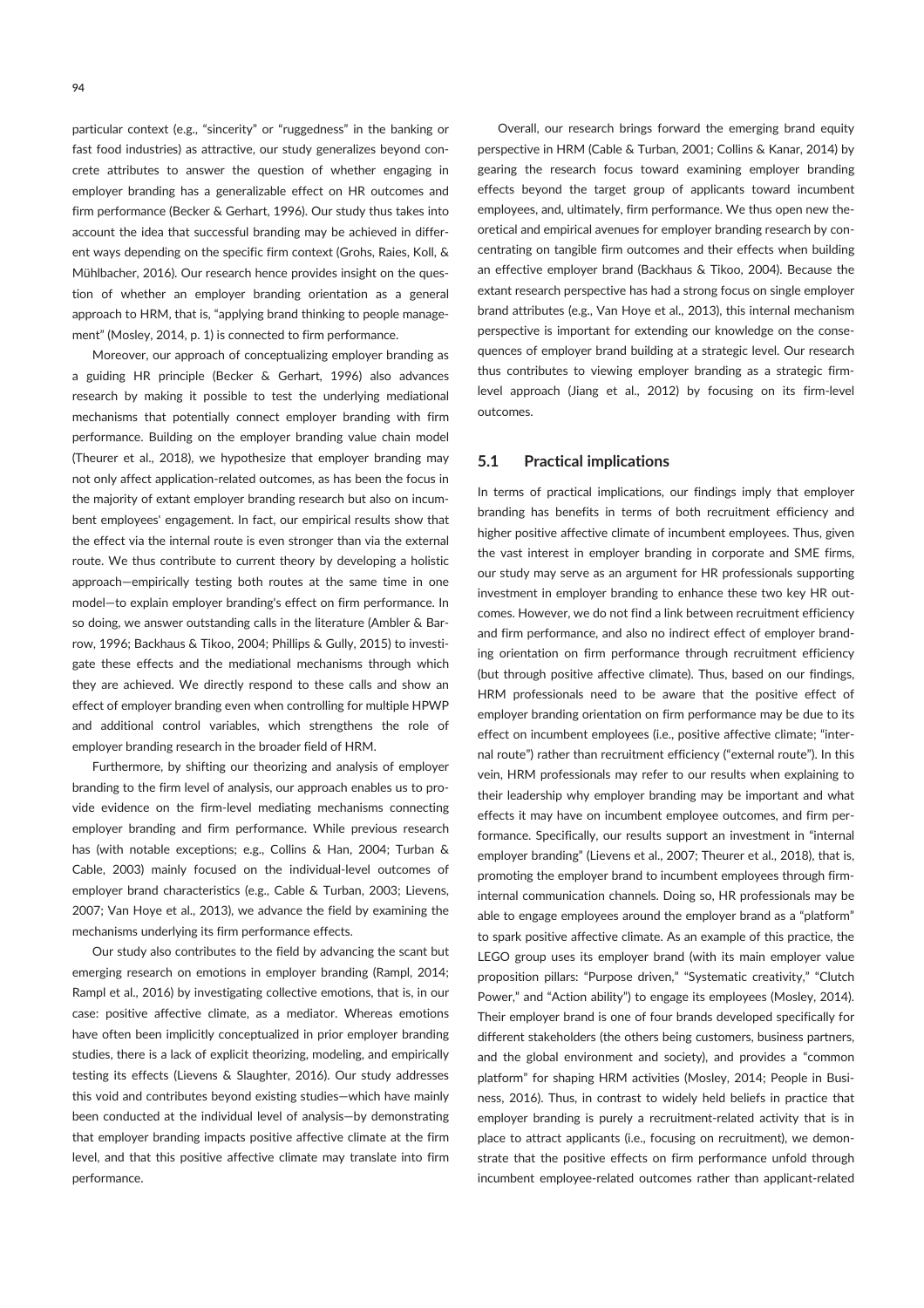particular context (e.g., "sincerity" or "ruggedness" in the banking or fast food industries) as attractive, our study generalizes beyond concrete attributes to answer the question of whether engaging in employer branding has a generalizable effect on HR outcomes and firm performance (Becker & Gerhart, 1996). Our study thus takes into account the idea that successful branding may be achieved in different ways depending on the specific firm context (Grohs, Raies, Koll, & Mühlbacher, 2016). Our research hence provides insight on the question of whether an employer branding orientation as a general approach to HRM, that is, "applying brand thinking to people management" (Mosley, 2014, p. 1) is connected to firm performance.

Moreover, our approach of conceptualizing employer branding as a guiding HR principle (Becker & Gerhart, 1996) also advances research by making it possible to test the underlying mediational mechanisms that potentially connect employer branding with firm performance. Building on the employer branding value chain model (Theurer et al., 2018), we hypothesize that employer branding may not only affect application-related outcomes, as has been the focus in the majority of extant employer branding research but also on incumbent employees' engagement. In fact, our empirical results show that the effect via the internal route is even stronger than via the external route. We thus contribute to current theory by developing a holistic approach—empirically testing both routes at the same time in one model—to explain employer branding's effect on firm performance. In so doing, we answer outstanding calls in the literature (Ambler & Barrow, 1996; Backhaus & Tikoo, 2004; Phillips & Gully, 2015) to investigate these effects and the mediational mechanisms through which they are achieved. We directly respond to these calls and show an effect of employer branding even when controlling for multiple HPWP and additional control variables, which strengthens the role of employer branding research in the broader field of HRM.

Furthermore, by shifting our theorizing and analysis of employer branding to the firm level of analysis, our approach enables us to provide evidence on the firm-level mediating mechanisms connecting employer branding and firm performance. While previous research has (with notable exceptions; e.g., Collins & Han, 2004; Turban & Cable, 2003) mainly focused on the individual-level outcomes of employer brand characteristics (e.g., Cable & Turban, 2003; Lievens, 2007; Van Hoye et al., 2013), we advance the field by examining the mechanisms underlying its firm performance effects.

Our study also contributes to the field by advancing the scant but emerging research on emotions in employer branding (Rampl, 2014; Rampl et al., 2016) by investigating collective emotions, that is, in our case: positive affective climate, as a mediator. Whereas emotions have often been implicitly conceptualized in prior employer branding studies, there is a lack of explicit theorizing, modeling, and empirically testing its effects (Lievens & Slaughter, 2016). Our study addresses this void and contributes beyond existing studies—which have mainly been conducted at the individual level of analysis—by demonstrating that employer branding impacts positive affective climate at the firm level, and that this positive affective climate may translate into firm performance.

Overall, our research brings forward the emerging brand equity perspective in HRM (Cable & Turban, 2001; Collins & Kanar, 2014) by gearing the research focus toward examining employer branding effects beyond the target group of applicants toward incumbent employees, and, ultimately, firm performance. We thus open new theoretical and empirical avenues for employer branding research by concentrating on tangible firm outcomes and their effects when building an effective employer brand (Backhaus & Tikoo, 2004). Because the extant research perspective has had a strong focus on single employer brand attributes (e.g., Van Hoye et al., 2013), this internal mechanism perspective is important for extending our knowledge on the consequences of employer brand building at a strategic level. Our research thus contributes to viewing employer branding as a strategic firm-level approach (Jiang et al., 2012) by focusing on its firm-level outcomes.

## 5.1 Practical implications

In terms of practical implications, our findings imply that employer branding has benefits in terms of both recruitment efficiency and higher positive affective climate of incumbent employees. Thus, given the vast interest in employer branding in corporate and SME firms, our study may serve as an argument for HR professionals supporting investment in employer branding to enhance these two key HR outcomes. However, we do not find a link between recruitment efficiency and firm performance, and also no indirect effect of employer branding orientation on firm performance through recruitment efficiency (but through positive affective climate). Thus, based on our findings, HRM professionals need to be aware that the positive effect of employer branding orientation on firm performance may be due to its effect on incumbent employees (i.e., positive affective climate; "internal route") rather than recruitment efficiency ("external route"). In this vein, HRM professionals may refer to our results when explaining to their leadership why employer branding may be important and what effects it may have on incumbent employee outcomes, and firm performance. Specifically, our results support an investment in "internal employer branding" (Lievens et al., 2007; Theurer et al., 2018), that is, promoting the employer brand to incumbent employees through firm-internal communication channels. Doing so, HR professionals may be able to engage employees around the employer brand as a "platform" to spark positive affective climate. As an example of this practice, the LEGO group uses its employer brand (with its main employer value proposition pillars: "Purpose driven," "Systematic creativity," "Clutch Power," and "Action ability") to engage its employees (Mosley, 2014). Their employer brand is one of four brands developed specifically for different stakeholders (the others being customers, business partners, and the global environment and society), and provides a "common platform" for shaping HRM activities (Mosley, 2014; People in Business, 2016). Thus, in contrast to widely held beliefs in practice that employer branding is purely a recruitment-related activity that is in place to attract applicants (i.e., focusing on recruitment), we demonstrate that the positive effects on firm performance unfold through incumbent employee-related outcomes rather than applicant-related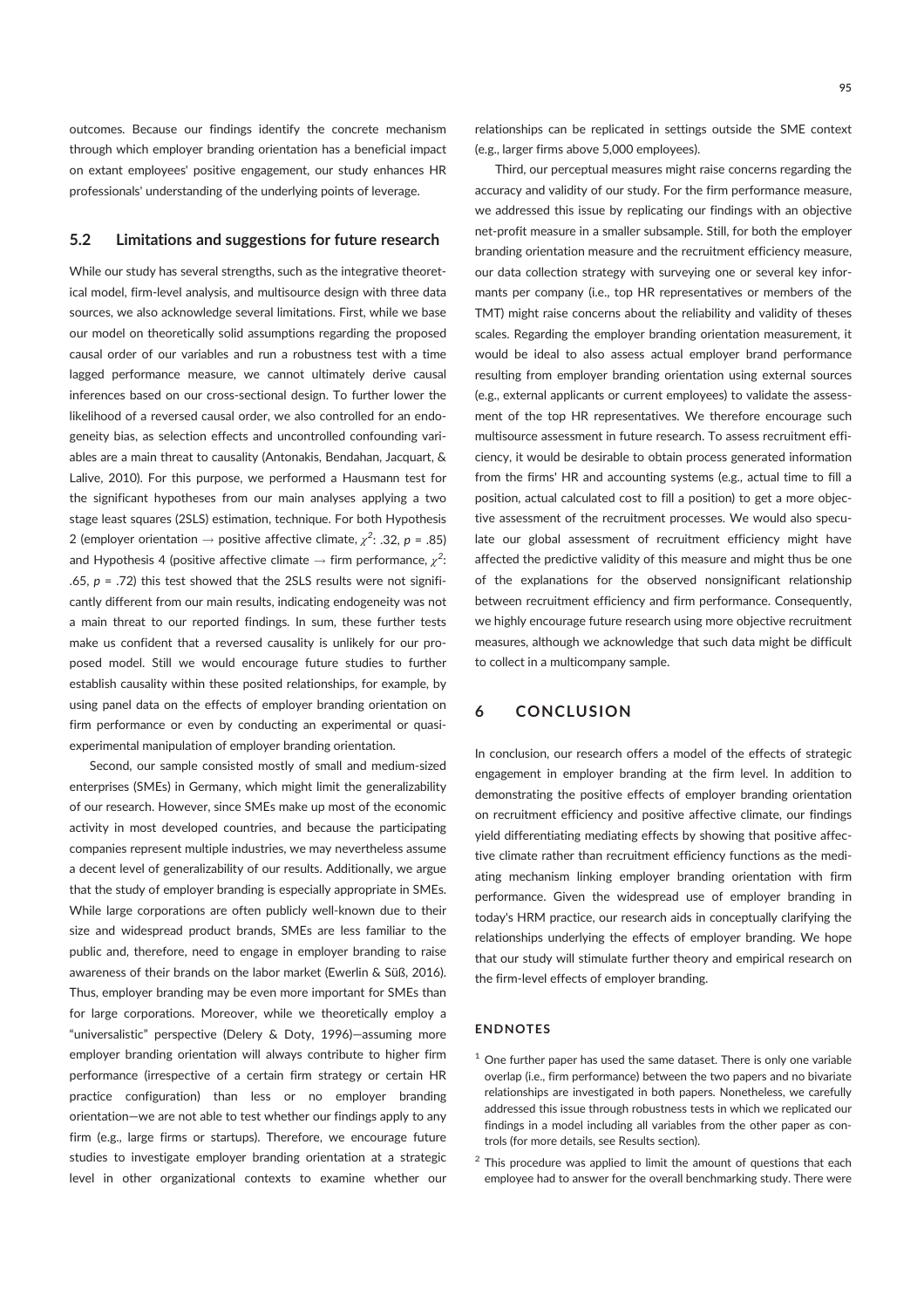outcomes. Because our findings identify the concrete mechanism through which employer branding orientation has a beneficial impact on extant employees' positive engagement, our study enhances HR professionals' understanding of the underlying points of leverage.

## 5.2 Limitations and suggestions for future research

While our study has several strengths, such as the integrative theoretical model, firm-level analysis, and multisource design with three data sources, we also acknowledge several limitations. First, while we base our model on theoretically solid assumptions regarding the proposed causal order of our variables and run a robustness test with a time lagged performance measure, we cannot ultimately derive causal inferences based on our cross-sectional design. To further lower the likelihood of a reversed causal order, we also controlled for an endogeneity bias, as selection effects and uncontrolled confounding variables are a main threat to causality (Antonakis, Bendahan, Jacquart, & Lalive, 2010). For this purpose, we performed a Hausmann test for the significant hypotheses from our main analyses applying a two stage least squares (2SLS) estimation, technique. For both Hypothesis 2 (employer orientation → positive affective climate, $\chi^2$: .32, $p$ = .85) and Hypothesis 4 (positive affective climate → firm performance, $\chi^2$: .65, $p$ = .72) this test showed that the 2SLS results were not significantly different from our main results, indicating endogeneity was not a main threat to our reported findings. In sum, these further tests make us confident that a reversed causality is unlikely for our proposed model. Still we would encourage future studies to further establish causality within these posited relationships, for example, by using panel data on the effects of employer branding orientation on firm performance or even by conducting an experimental or quasi-experimental manipulation of employer branding orientation.

Second, our sample consisted mostly of small and medium-sized enterprises (SMEs) in Germany, which might limit the generalizability of our research. However, since SMEs make up most of the economic activity in most developed countries, and because the participating companies represent multiple industries, we may nevertheless assume a decent level of generalizability of our results. Additionally, we argue that the study of employer branding is especially appropriate in SMEs. While large corporations are often publicly well-known due to their size and widespread product brands, SMEs are less familiar to the public and, therefore, need to engage in employer branding to raise awareness of their brands on the labor market (Ewerlin & Süß, 2016). Thus, employer branding may be even more important for SMEs than for large corporations. Moreover, while we theoretically employ a "universalistic" perspective (Delery & Doty, 1996)—assuming more employer branding orientation will always contribute to higher firm performance (irrespective of a certain firm strategy or certain HR practice configuration) than less or no employer branding orientation—we are not able to test whether our findings apply to any firm (e.g., large firms or startups). Therefore, we encourage future studies to investigate employer branding orientation at a strategic level in other organizational contexts to examine whether our relationships can be replicated in settings outside the SME context (e.g., larger firms above 5,000 employees).

Third, our perceptual measures might raise concerns regarding the accuracy and validity of our study. For the firm performance measure, we addressed this issue by replicating our findings with an objective net-profit measure in a smaller subsample. Still, for both the employer branding orientation measure and the recruitment efficiency measure, our data collection strategy with surveying one or several key informants per company (i.e., top HR representatives or members of the TMT) might raise concerns about the reliability and validity of theses scales. Regarding the employer branding orientation measurement, it would be ideal to also assess actual employer brand performance resulting from employer branding orientation using external sources (e.g., external applicants or current employees) to validate the assessment of the top HR representatives. We therefore encourage such multisource assessment in future research. To assess recruitment efficiency, it would be desirable to obtain process generated information from the firms' HR and accounting systems (e.g., actual time to fill a position, actual calculated cost to fill a position) to get a more objective assessment of the recruitment processes. We would also speculate our global assessment of recruitment efficiency might have affected the predictive validity of this measure and might thus be one of the explanations for the observed nonsignificant relationship between recruitment efficiency and firm performance. Consequently, we highly encourage future research using more objective recruitment measures, although we acknowledge that such data might be difficult to collect in a multicompany sample.

# 6 CONCLUSION

In conclusion, our research offers a model of the effects of strategic engagement in employer branding at the firm level. In addition to demonstrating the positive effects of employer branding orientation on recruitment efficiency and positive affective climate, our findings yield differentiating mediating effects by showing that positive affective climate rather than recruitment efficiency functions as the mediating mechanism linking employer branding orientation with firm performance. Given the widespread use of employer branding in today's HRM practice, our research aids in conceptually clarifying the relationships underlying the effects of employer branding. We hope that our study will stimulate further theory and empirical research on the firm-level effects of employer branding.

### ENDNOTES

[1] One further paper has used the same dataset. There is only one variable overlap (i.e., firm performance) between the two papers and no bivariate relationships are investigated in both papers. Nonetheless, we carefully addressed this issue through robustness tests in which we replicated our findings in a model including all variables from the other paper as controls (for more details, see Results section).

[2] This procedure was applied to limit the amount of questions that each employee had to answer for the overall benchmarking study. There were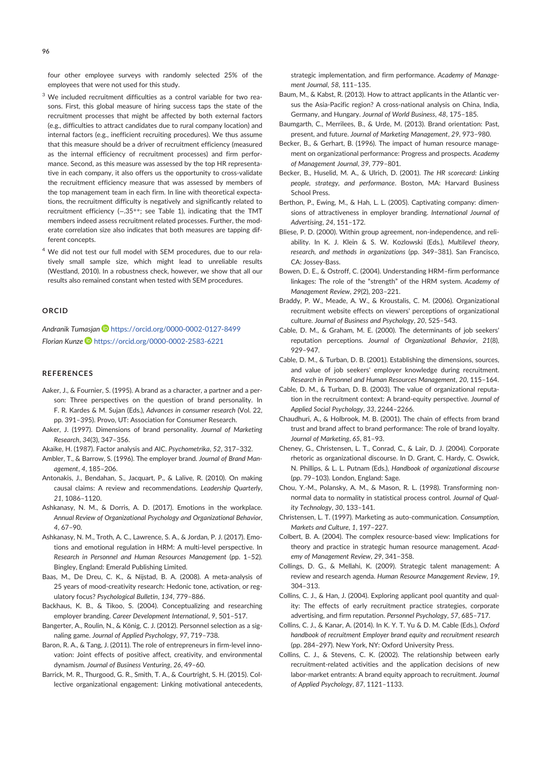four other employee surveys with randomly selected 25% of the employees that were not used for this study.

[3] We included recruitment difficulties as a control variable for two reasons. First, this global measure of hiring success taps the state of the recruitment processes that might be affected by both external factors (e.g., difficulties to attract candidates due to rural company location) and internal factors (e.g., inefficient recruiting procedures). We thus assume that this measure should be a driver of recruitment efficiency (measured as the internal efficiency of recruitment processes) and firm performance. Second, as this measure was assessed by the top HR representative in each company, it also offers us the opportunity to cross-validate the recruitment efficiency measure that was assessed by members of the top management team in each firm. In line with theoretical expectations, the recruitment difficulty is negatively and significantly related to recruitment efficiency (−.35**; see Table 1), indicating that the TMT members indeed assess recruitment related processes. Further, the moderate correlation size also indicates that both measures are tapping different concepts.

[4] We did not test our full model with SEM procedures, due to our relatively small sample size, which might lead to unreliable results (Westland, 2010). In a robustness check, however, we show that all our results also remained constant when tested with SEM procedures.

## ORCID

*Andranik Tumasjan* https://orcid.org/0000-0002-0127-8499

*Florian Kunze* https://orcid.org/0000-0002-2583-6221

## REFERENCES

Aaker, J., & Fournier, S. (1995). A brand as a character, a partner and a person: Three perspectives on the question of brand personality. In F. R. Kardes & M. Sujan (Eds.), *Advances in consumer research* (Vol. 22, pp. 391–395). Provo, UT: Association for Consumer Research.

Aaker, J. (1997). Dimensions of brand personality. *Journal of Marketing Research*, *34*(3), 347–356.

Akaike, H. (1987). Factor analysis and AIC. *Psychometrika*, *52*, 317–332.

Ambler, T., & Barrow, S. (1996). The employer brand. *Journal of Brand Management*, *4*, 185–206.

Antonakis, J., Bendahan, S., Jacquart, P., & Lalive, R. (2010). On making causal claims: A review and recommendations. *Leadership Quarterly*, *21*, 1086–1120.

Ashkanasy, N. M., & Dorris, A. D. (2017). Emotions in the workplace. *Annual Review of Organizational Psychology and Organizational Behavior*, *4*, 67–90.

Ashkanasy, N. M., Troth, A. C., Lawrence, S. A., & Jordan, P. J. (2017). Emotions and emotional regulation in HRM: A multi-level perspective. In *Research in Personnel and Human Resources Management* (pp. 1–52). Bingley, England: Emerald Publishing Limited.

Baas, M., De Dreu, C. K., & Nijstad, B. A. (2008). A meta-analysis of 25 years of mood-creativity research: Hedonic tone, activation, or regulatory focus? *Psychological Bulletin*, *134*, 779–886.

Backhaus, K. B., & Tikoo, S. (2004). Conceptualizing and researching employer branding. *Career Development International*, *9*, 501–517.

Bangerter, A., Roulin, N., & König, C. J. (2012). Personnel selection as a signaling game. *Journal of Applied Psychology*, *97*, 719–738.

Baron, R. A., & Tang, J. (2011). The role of entrepreneurs in firm-level innovation: Joint effects of positive affect, creativity, and environmental dynamism. *Journal of Business Venturing*, *26*, 49–60.

Barrick, M. R., Thurgood, G. R., Smith, T. A., & Courtright, S. H. (2015). Collective organizational engagement: Linking motivational antecedents, strategic implementation, and firm performance. *Academy of Management Journal*, *58*, 111–135.

Baum, M., & Kabst, R. (2013). How to attract applicants in the Atlantic versus the Asia-Pacific region? A cross-national analysis on China, India, Germany, and Hungary. *Journal of World Business*, *48*, 175–185.

Baumgarth, C., Merrilees, B., & Urde, M. (2013). Brand orientation: Past, present, and future. *Journal of Marketing Management*, *29*, 973–980.

Becker, B., & Gerhart, B. (1996). The impact of human resource management on organizational performance: Progress and prospects. *Academy of Management Journal*, *39*, 779–801.

Becker, B., Huselid, M. A., & Ulrich, D. (2001). *The HR scorecard: Linking people, strategy, and performance*. Boston, MA: Harvard Business School Press.

Berthon, P., Ewing, M., & Hah, L. L. (2005). Captivating company: dimensions of attractiveness in employer branding. *International Journal of Advertising*, *24*, 151–172.

Bliese, P. D. (2000). Within group agreement, non-independence, and reliability. In K. J. Klein & S. W. Kozlowski (Eds.), *Multilevel theory, research, and methods in organizations* (pp. 349–381). San Francisco, CA: Jossey-Bass.

Bowen, D. E., & Ostroff, C. (2004). Understanding HRM–firm performance linkages: The role of the "strength" of the HRM system. *Academy of Management Review*, *29*(2), 203–221.

Braddy, P. W., Meade, A. W., & Kroustalis, C. M. (2006). Organizational recruitment website effects on viewers' perceptions of organizational culture. *Journal of Business and Psychology*, *20*, 525–543.

Cable, D. M., & Turban, M. E. (2000). The determinants of job seekers' reputation perceptions. *Journal of Organizational Behavior*, *21*(8), 929–947.

Cable, D. M., & Turban, D. B. (2001). Establishing the dimensions, sources, and value of job seekers' employer knowledge during recruitment. *Research in Personnel and Human Resources Management*, *20*, 115–164.

Cable, D. M., & Turban, D. B. (2003). The value of organizational reputation in the recruitment context: A brand-equity perspective. *Journal of Applied Social Psychology*, *33*, 2244–2266.

Chaudhuri, A., & Holbrook, M. B. (2001). The chain of effects from brand trust and brand affect to brand performance: The role of brand loyalty. *Journal of Marketing*, *65*, 81–93.

Cheney, G., Christensen, L. T., Conrad, C., & Lair, D. J. (2004). Corporate rhetoric as organizational discourse. In D. Grant, C. Hardy, C. Oswick, N. Phillips, & L. L. Putnam (Eds.), *Handbook of organizational discourse* (pp. 79–103). London, England: Sage.

Chou, Y.-M., Polansky, A. M., & Mason, R. L. (1998). Transforming non-normal data to normality in statistical process control. *Journal of Quality Technology*, *30*, 133–141.

Christensen, L. T. (1997). Marketing as auto-communication. *Consumption, Markets and Culture*, *1*, 197–227.

Colbert, B. A. (2004). The complex resource-based view: Implications for theory and practice in strategic human resource management. *Academy of Management Review*, *29*, 341–358.

Collings, D. G., & Mellahi, K. (2009). Strategic talent management: A review and research agenda. *Human Resource Management Review*, *19*, 304–313.

Collins, C. J., & Han, J. (2004). Exploring applicant pool quantity and quality: The effects of early recruitment practice strategies, corporate advertising, and firm reputation. *Personnel Psychology*, *57*, 685–717.

Collins, C. J., & Kanar, A. (2014). In K. Y. T. Yu & D. M. Cable (Eds.), *Oxford handbook of recruitment Employer brand equity and recruitment research* (pp. 284–297). New York, NY: Oxford University Press.

Collins, C. J., & Stevens, C. K. (2002). The relationship between early recruitment-related activities and the application decisions of new labor-market entrants: A brand equity approach to recruitment. *Journal of Applied Psychology*, *87*, 1121–1133.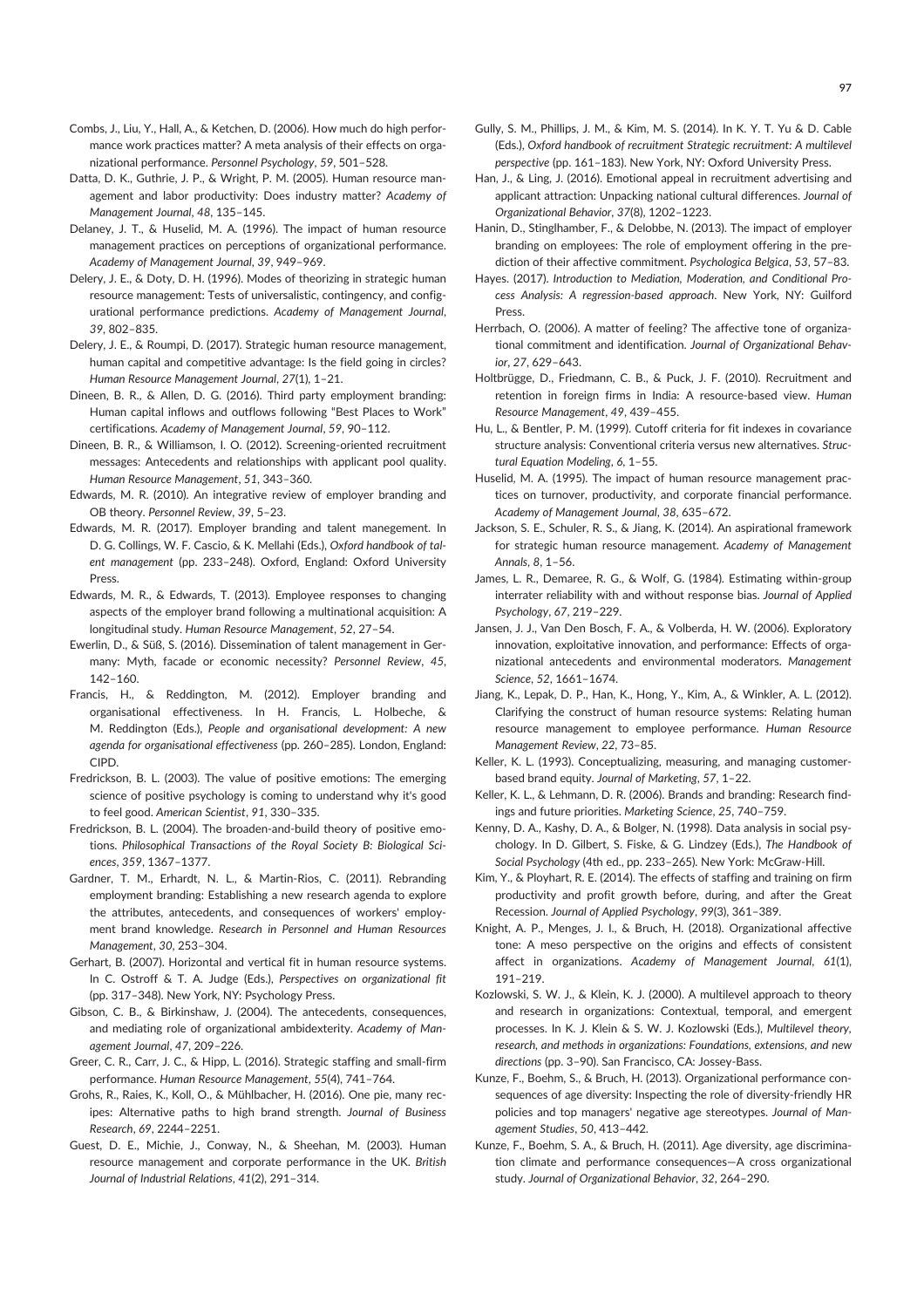Combs, J., Liu, Y., Hall, A., & Ketchen, D. (2006). How much do high performance work practices matter? A meta analysis of their effects on organizational performance. *Personnel Psychology*, *59*, 501–528.

Datta, D. K., Guthrie, J. P., & Wright, P. M. (2005). Human resource management and labor productivity: Does industry matter? *Academy of Management Journal*, *48*, 135–145.

Delaney, J. T., & Huselid, M. A. (1996). The impact of human resource management practices on perceptions of organizational performance. *Academy of Management Journal*, *39*, 949–969.

Delery, J. E., & Doty, D. H. (1996). Modes of theorizing in strategic human resource management: Tests of universalistic, contingency, and configurational performance predictions. *Academy of Management Journal*, *39*, 802–835.

Delery, J. E., & Roumpi, D. (2017). Strategic human resource management, human capital and competitive advantage: Is the field going in circles? *Human Resource Management Journal*, *27*(1), 1–21.

Dineen, B. R., & Allen, D. G. (2016). Third party employment branding: Human capital inflows and outflows following "Best Places to Work" certifications. *Academy of Management Journal*, *59*, 90–112.

Dineen, B. R., & Williamson, I. O. (2012). Screening-oriented recruitment messages: Antecedents and relationships with applicant pool quality. *Human Resource Management*, *51*, 343–360.

Edwards, M. R. (2010). An integrative review of employer branding and OB theory. *Personnel Review*, *39*, 5–23.

Edwards, M. R. (2017). Employer branding and talent manegement. In D. G. Collings, W. F. Cascio, & K. Mellahi (Eds.), *Oxford handbook of talent management* (pp. 233–248). Oxford, England: Oxford University Press.

Edwards, M. R., & Edwards, T. (2013). Employee responses to changing aspects of the employer brand following a multinational acquisition: A longitudinal study. *Human Resource Management*, *52*, 27–54.

Ewerlin, D., & Süß, S. (2016). Dissemination of talent management in Germany: Myth, facade or economic necessity? *Personnel Review*, *45*, 142–160.

Francis, H., & Reddington, M. (2012). Employer branding and organisational effectiveness. In H. Francis, L. Holbeche, & M. Reddington (Eds.), *People and organisational development: A new agenda for organisational effectiveness* (pp. 260–285). London, England: CIPD.

Fredrickson, B. L. (2003). The value of positive emotions: The emerging science of positive psychology is coming to understand why it's good to feel good. *American Scientist*, *91*, 330–335.

Fredrickson, B. L. (2004). The broaden-and-build theory of positive emotions. *Philosophical Transactions of the Royal Society B: Biological Sciences*, *359*, 1367–1377.

Gardner, T. M., Erhardt, N. L., & Martin-Rios, C. (2011). Rebranding employment branding: Establishing a new research agenda to explore the attributes, antecedents, and consequences of workers' employment brand knowledge. *Research in Personnel and Human Resources Management*, *30*, 253–304.

Gerhart, B. (2007). Horizontal and vertical fit in human resource systems. In C. Ostroff & T. A. Judge (Eds.), *Perspectives on organizational fit* (pp. 317–348). New York, NY: Psychology Press.

Gibson, C. B., & Birkinshaw, J. (2004). The antecedents, consequences, and mediating role of organizational ambidexterity. *Academy of Management Journal*, *47*, 209–226.

Greer, C. R., Carr, J. C., & Hipp, L. (2016). Strategic staffing and small-firm performance. *Human Resource Management*, *55*(4), 741–764.

Grohs, R., Raies, K., Koll, O., & Mühlbacher, H. (2016). One pie, many recipes: Alternative paths to high brand strength. *Journal of Business Research*, *69*, 2244–2251.

Guest, D. E., Michie, J., Conway, N., & Sheehan, M. (2003). Human resource management and corporate performance in the UK. *British Journal of Industrial Relations*, *41*(2), 291–314.

Gully, S. M., Phillips, J. M., & Kim, M. S. (2014). In K. Y. T. Yu & D. Cable (Eds.), *Oxford handbook of recruitment Strategic recruitment: A multilevel perspective* (pp. 161–183). New York, NY: Oxford University Press.

Han, J., & Ling, J. (2016). Emotional appeal in recruitment advertising and applicant attraction: Unpacking national cultural differences. *Journal of Organizational Behavior*, *37*(8), 1202–1223.

Hanin, D., Stinglhamber, F., & Delobbe, N. (2013). The impact of employer branding on employees: The role of employment offering in the prediction of their affective commitment. *Psychologica Belgica*, *53*, 57–83.

Hayes. (2017). *Introduction to Mediation, Moderation, and Conditional Process Analysis: A regression-based approach*. New York, NY: Guilford Press.

Herrbach, O. (2006). A matter of feeling? The affective tone of organizational commitment and identification. *Journal of Organizational Behavior*, *27*, 629–643.

Holtbrügge, D., Friedmann, C. B., & Puck, J. F. (2010). Recruitment and retention in foreign firms in India: A resource-based view. *Human Resource Management*, *49*, 439–455.

Hu, L., & Bentler, P. M. (1999). Cutoff criteria for fit indexes in covariance structure analysis: Conventional criteria versus new alternatives. *Structural Equation Modeling*, *6*, 1–55.

Huselid, M. A. (1995). The impact of human resource management practices on turnover, productivity, and corporate financial performance. *Academy of Management Journal*, *38*, 635–672.

Jackson, S. E., Schuler, R. S., & Jiang, K. (2014). An aspirational framework for strategic human resource management. *Academy of Management Annals*, *8*, 1–56.

James, L. R., Demaree, R. G., & Wolf, G. (1984). Estimating within-group interrater reliability with and without response bias. *Journal of Applied Psychology*, *67*, 219–229.

Jansen, J. J., Van Den Bosch, F. A., & Volberda, H. W. (2006). Exploratory innovation, exploitative innovation, and performance: Effects of organizational antecedents and environmental moderators. *Management Science*, *52*, 1661–1674.

Jiang, K., Lepak, D. P., Han, K., Hong, Y., Kim, A., & Winkler, A. L. (2012). Clarifying the construct of human resource systems: Relating human resource management to employee performance. *Human Resource Management Review*, *22*, 73–85.

Keller, K. L. (1993). Conceptualizing, measuring, and managing customer-based brand equity. *Journal of Marketing*, *57*, 1–22.

Keller, K. L., & Lehmann, D. R. (2006). Brands and branding: Research findings and future priorities. *Marketing Science*, *25*, 740–759.

Kenny, D. A., Kashy, D. A., & Bolger, N. (1998). Data analysis in social psychology. In D. Gilbert, S. Fiske, & G. Lindzey (Eds.), *The Handbook of Social Psychology* (4th ed., pp. 233–265). New York: McGraw-Hill.

Kim, Y., & Ployhart, R. E. (2014). The effects of staffing and training on firm productivity and profit growth before, during, and after the Great Recession. *Journal of Applied Psychology*, *99*(3), 361–389.

Knight, A. P., Menges, J. I., & Bruch, H. (2018). Organizational affective tone: A meso perspective on the origins and effects of consistent affect in organizations. *Academy of Management Journal*, *61*(1), 191–219.

Kozlowski, S. W. J., & Klein, K. J. (2000). A multilevel approach to theory and research in organizations: Contextual, temporal, and emergent processes. In K. J. Klein & S. W. J. Kozlowski (Eds.), *Multilevel theory, research, and methods in organizations: Foundations, extensions, and new directions* (pp. 3–90). San Francisco, CA: Jossey-Bass.

Kunze, F., Boehm, S., & Bruch, H. (2013). Organizational performance consequences of age diversity: Inspecting the role of diversity-friendly HR policies and top managers' negative age stereotypes. *Journal of Management Studies*, *50*, 413–442.

Kunze, F., Boehm, S. A., & Bruch, H. (2011). Age diversity, age discrimination climate and performance consequences—A cross organizational study. *Journal of Organizational Behavior*, *32*, 264–290.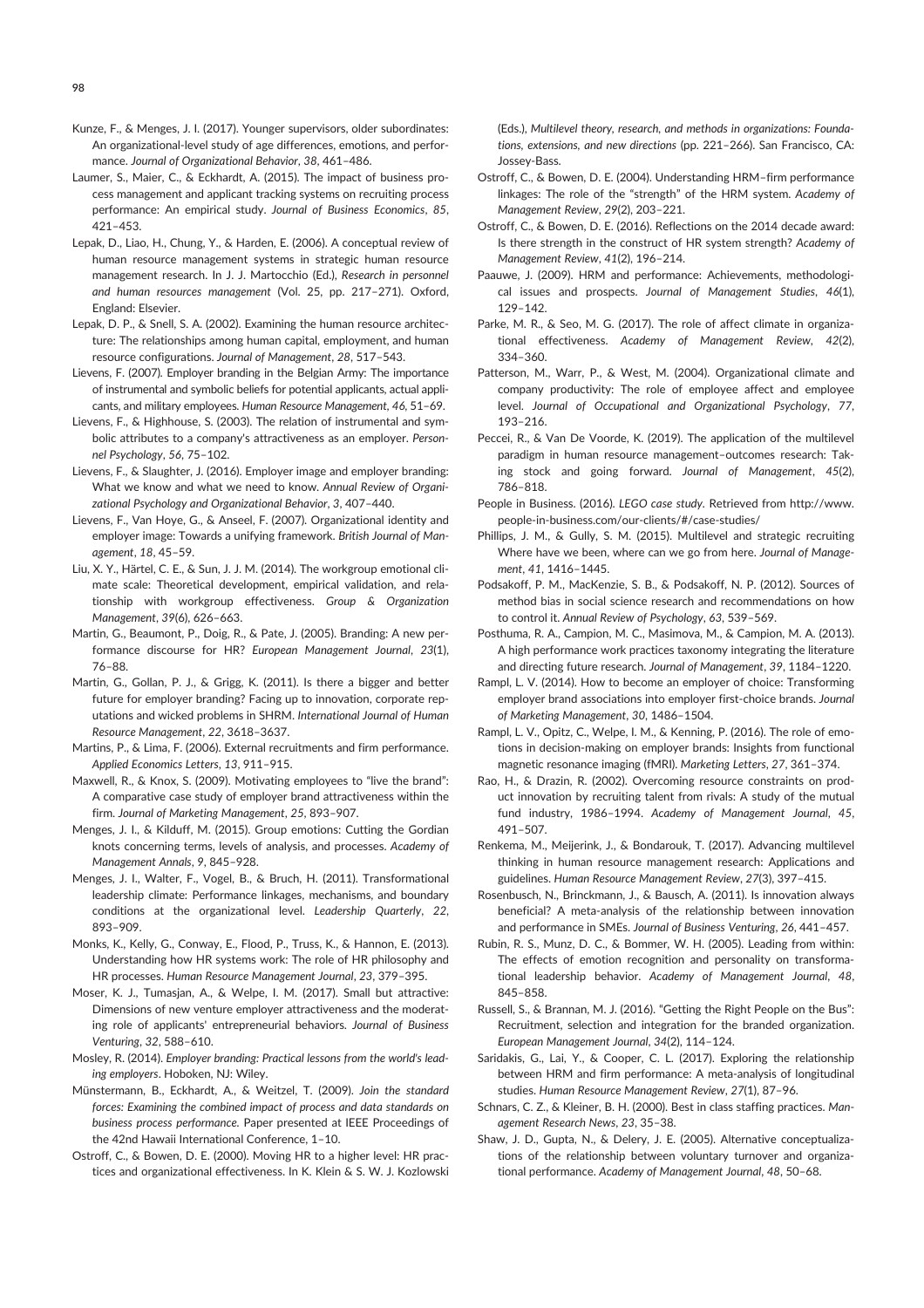Kunze, F., & Menges, J. I. (2017). Younger supervisors, older subordinates: An organizational-level study of age differences, emotions, and performance. *Journal of Organizational Behavior*, *38*, 461–486.

Laumer, S., Maier, C., & Eckhardt, A. (2015). The impact of business process management and applicant tracking systems on recruiting process performance: An empirical study. *Journal of Business Economics*, *85*, 421–453.

Lepak, D., Liao, H., Chung, Y., & Harden, E. (2006). A conceptual review of human resource management systems in strategic human resource management research. In J. J. Martocchio (Ed.), *Research in personnel and human resources management* (Vol. 25, pp. 217–271). Oxford, England: Elsevier.

Lepak, D. P., & Snell, S. A. (2002). Examining the human resource architecture: The relationships among human capital, employment, and human resource configurations. *Journal of Management*, *28*, 517–543.

Lievens, F. (2007). Employer branding in the Belgian Army: The importance of instrumental and symbolic beliefs for potential applicants, actual applicants, and military employees. *Human Resource Management*, *46*, 51–69.

Lievens, F., & Highhouse, S. (2003). The relation of instrumental and symbolic attributes to a company's attractiveness as an employer. *Personnel Psychology*, *56*, 75–102.

Lievens, F., & Slaughter, J. (2016). Employer image and employer branding: What we know and what we need to know. *Annual Review of Organizational Psychology and Organizational Behavior*, *3*, 407–440.

Lievens, F., Van Hoye, G., & Anseel, F. (2007). Organizational identity and employer image: Towards a unifying framework. *British Journal of Management*, *18*, 45–59.

Liu, X. Y., Härtel, C. E., & Sun, J. J. M. (2014). The workgroup emotional climate scale: Theoretical development, empirical validation, and relationship with workgroup effectiveness. *Group & Organization Management*, *39*(6), 626–663.

Martin, G., Beaumont, P., Doig, R., & Pate, J. (2005). Branding: A new performance discourse for HR? *European Management Journal*, *23*(1), 76–88.

Martin, G., Gollan, P. J., & Grigg, K. (2011). Is there a bigger and better future for employer branding? Facing up to innovation, corporate reputations and wicked problems in SHRM. *International Journal of Human Resource Management*, *22*, 3618–3637.

Martins, P., & Lima, F. (2006). External recruitments and firm performance. *Applied Economics Letters*, *13*, 911–915.

Maxwell, R., & Knox, S. (2009). Motivating employees to "live the brand": A comparative case study of employer brand attractiveness within the firm. *Journal of Marketing Management*, *25*, 893–907.

Menges, J. I., & Kilduff, M. (2015). Group emotions: Cutting the Gordian knots concerning terms, levels of analysis, and processes. *Academy of Management Annals*, *9*, 845–928.

Menges, J. I., Walter, F., Vogel, B., & Bruch, H. (2011). Transformational leadership climate: Performance linkages, mechanisms, and boundary conditions at the organizational level. *Leadership Quarterly*, *22*, 893–909.

Monks, K., Kelly, G., Conway, E., Flood, P., Truss, K., & Hannon, E. (2013). Understanding how HR systems work: The role of HR philosophy and HR processes. *Human Resource Management Journal*, *23*, 379–395.

Moser, K. J., Tumasjan, A., & Welpe, I. M. (2017). Small but attractive: Dimensions of new venture employer attractiveness and the moderating role of applicants' entrepreneurial behaviors. *Journal of Business Venturing*, *32*, 588–610.

Mosley, R. (2014). *Employer branding: Practical lessons from the world's leading employers*. Hoboken, NJ: Wiley.

Münstermann, B., Eckhardt, A., & Weitzel, T. (2009). *Join the standard forces: Examining the combined impact of process and data standards on business process performance.* Paper presented at IEEE Proceedings of the 42nd Hawaii International Conference, 1–10.

Ostroff, C., & Bowen, D. E. (2000). Moving HR to a higher level: HR practices and organizational effectiveness. In K. Klein & S. W. J. Kozlowski (Eds.), *Multilevel theory, research, and methods in organizations: Foundations, extensions, and new directions* (pp. 221–266). San Francisco, CA: Jossey-Bass.

Ostroff, C., & Bowen, D. E. (2004). Understanding HRM–firm performance linkages: The role of the "strength" of the HRM system. *Academy of Management Review*, *29*(2), 203–221.

Ostroff, C., & Bowen, D. E. (2016). Reflections on the 2014 decade award: Is there strength in the construct of HR system strength? *Academy of Management Review*, *41*(2), 196–214.

Paauwe, J. (2009). HRM and performance: Achievements, methodological issues and prospects. *Journal of Management Studies*, *46*(1), 129–142.

Parke, M. R., & Seo, M. G. (2017). The role of affect climate in organizational effectiveness. *Academy of Management Review*, *42*(2), 334–360.

Patterson, M., Warr, P., & West, M. (2004). Organizational climate and company productivity: The role of employee affect and employee level. *Journal of Occupational and Organizational Psychology*, *77*, 193–216.

Peccei, R., & Van De Voorde, K. (2019). The application of the multilevel paradigm in human resource management–outcomes research: Taking stock and going forward. *Journal of Management*, *45*(2), 786–818.

People in Business. (2016). *LEGO case study*. Retrieved from http://www.people-in-business.com/our-clients/#/case-studies/

Phillips, J. M., & Gully, S. M. (2015). Multilevel and strategic recruiting Where have we been, where can we go from here. *Journal of Management*, *41*, 1416–1445.

Podsakoff, P. M., MacKenzie, S. B., & Podsakoff, N. P. (2012). Sources of method bias in social science research and recommendations on how to control it. *Annual Review of Psychology*, *63*, 539–569.

Posthuma, R. A., Campion, M. C., Masimova, M., & Campion, M. A. (2013). A high performance work practices taxonomy integrating the literature and directing future research. *Journal of Management*, *39*, 1184–1220.

Rampl, L. V. (2014). How to become an employer of choice: Transforming employer brand associations into employer first-choice brands. *Journal of Marketing Management*, *30*, 1486–1504.

Rampl, L. V., Opitz, C., Welpe, I. M., & Kenning, P. (2016). The role of emotions in decision-making on employer brands: Insights from functional magnetic resonance imaging (fMRI). *Marketing Letters*, *27*, 361–374.

Rao, H., & Drazin, R. (2002). Overcoming resource constraints on product innovation by recruiting talent from rivals: A study of the mutual fund industry, 1986–1994. *Academy of Management Journal*, *45*, 491–507.

Renkema, M., Meijerink, J., & Bondarouk, T. (2017). Advancing multilevel thinking in human resource management research: Applications and guidelines. *Human Resource Management Review*, *27*(3), 397–415.

Rosenbusch, N., Brinckmann, J., & Bausch, A. (2011). Is innovation always beneficial? A meta-analysis of the relationship between innovation and performance in SMEs. *Journal of Business Venturing*, *26*, 441–457.

Rubin, R. S., Munz, D. C., & Bommer, W. H. (2005). Leading from within: The effects of emotion recognition and personality on transformational leadership behavior. *Academy of Management Journal*, *48*, 845–858.

Russell, S., & Brannan, M. J. (2016). "Getting the Right People on the Bus": Recruitment, selection and integration for the branded organization. *European Management Journal*, *34*(2), 114–124.

Saridakis, G., Lai, Y., & Cooper, C. L. (2017). Exploring the relationship between HRM and firm performance: A meta-analysis of longitudinal studies. *Human Resource Management Review*, *27*(1), 87–96.

Schnars, C. Z., & Kleiner, B. H. (2000). Best in class staffing practices. *Management Research News*, *23*, 35–38.

Shaw, J. D., Gupta, N., & Delery, J. E. (2005). Alternative conceptualizations of the relationship between voluntary turnover and organizational performance. *Academy of Management Journal*, *48*, 50–68.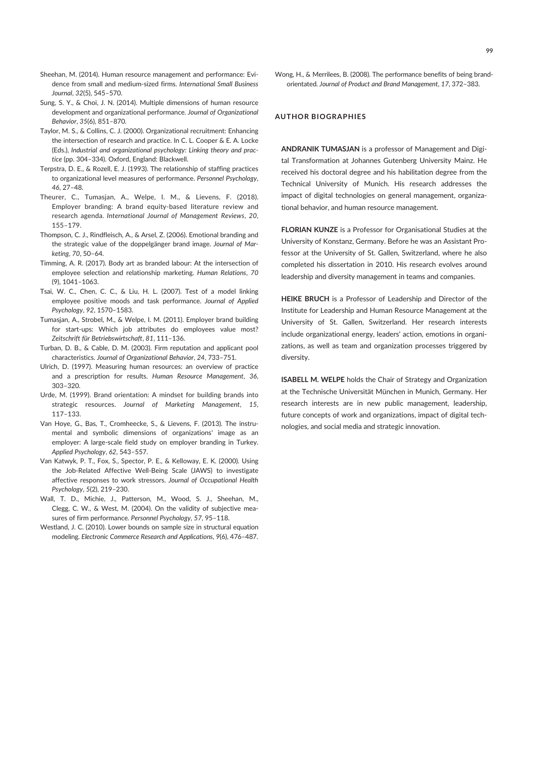Sheehan, M. (2014). Human resource management and performance: Evidence from small and medium-sized firms. *International Small Business Journal*, *32*(5), 545–570.

Sung, S. Y., & Choi, J. N. (2014). Multiple dimensions of human resource development and organizational performance. *Journal of Organizational Behavior*, *35*(6), 851–870.

Taylor, M. S., & Collins, C. J. (2000). Organizational recruitment: Enhancing the intersection of research and practice. In C. L. Cooper & E. A. Locke (Eds.), *Industrial and organizational psychology: Linking theory and practice* (pp. 304–334). Oxford, England: Blackwell.

Terpstra, D. E., & Rozell, E. J. (1993). The relationship of staffing practices to organizational level measures of performance. *Personnel Psychology*, *46*, 27–48.

Theurer, C., Tumasjan, A., Welpe, I. M., & Lievens, F. (2018). Employer branding: A brand equity-based literature review and research agenda. *International Journal of Management Reviews*, *20*, 155–179.

Thompson, C. J., Rindfleisch, A., & Arsel, Z. (2006). Emotional branding and the strategic value of the doppelgänger brand image. *Journal of Marketing*, *70*, 50–64.

Timming, A. R. (2017). Body art as branded labour: At the intersection of employee selection and relationship marketing. *Human Relations*, *70* (9), 1041–1063.

Tsai, W. C., Chen, C. C., & Liu, H. L. (2007). Test of a model linking employee positive moods and task performance. *Journal of Applied Psychology*, *92*, 1570–1583.

Tumasjan, A., Strobel, M., & Welpe, I. M. (2011). Employer brand building for start-ups: Which job attributes do employees value most? *Zeitschrift für Betriebswirtschaft*, *81*, 111–136.

Turban, D. B., & Cable, D. M. (2003). Firm reputation and applicant pool characteristics. *Journal of Organizational Behavior*, *24*, 733–751.

Ulrich, D. (1997). Measuring human resources: an overview of practice and a prescription for results. *Human Resource Management*, *36*, 303–320.

Urde, M. (1999). Brand orientation: A mindset for building brands into strategic resources. *Journal of Marketing Management*, *15*, 117–133.

Van Hoye, G., Bas, T., Cromheecke, S., & Lievens, F. (2013). The instrumental and symbolic dimensions of organizations' image as an employer: A large-scale field study on employer branding in Turkey. *Applied Psychology*, *62*, 543–557.

Van Katwyk, P. T., Fox, S., Spector, P. E., & Kelloway, E. K. (2000). Using the Job-Related Affective Well-Being Scale (JAWS) to investigate affective responses to work stressors. *Journal of Occupational Health Psychology*, *5*(2), 219–230.

Wall, T. D., Michie, J., Patterson, M., Wood, S. J., Sheehan, M., Clegg, C. W., & West, M. (2004). On the validity of subjective measures of firm performance. *Personnel Psychology*, *57*, 95–118.

Westland, J. C. (2010). Lower bounds on sample size in structural equation modeling. *Electronic Commerce Research and Applications*, *9*(6), 476–487.

Wong, H., & Merrilees, B. (2008). The performance benefits of being brand-orientated. *Journal of Product and Brand Management*, *17*, 372–383.

## AUTHOR BIOGRAPHIES

**ANDRANIK TUMASJAN** is a professor of Management and Digital Transformation at Johannes Gutenberg University Mainz. He received his doctoral degree and his habilitation degree from the Technical University of Munich. His research addresses the impact of digital technologies on general management, organizational behavior, and human resource management.

**FLORIAN KUNZE** is a Professor for Organisational Studies at the University of Konstanz, Germany. Before he was an Assistant Professor at the University of St. Gallen, Switzerland, where he also completed his dissertation in 2010. His research evolves around leadership and diversity management in teams and companies.

**HEIKE BRUCH** is a Professor of Leadership and Director of the Institute for Leadership and Human Resource Management at the University of St. Gallen, Switzerland. Her research interests include organizational energy, leaders' action, emotions in organizations, as well as team and organization processes triggered by diversity.

**ISABELL M. WELPE** holds the Chair of Strategy and Organization at the Technische Universität München in Munich, Germany. Her research interests are in new public management, leadership, future concepts of work and organizations, impact of digital technologies, and social media and strategic innovation.